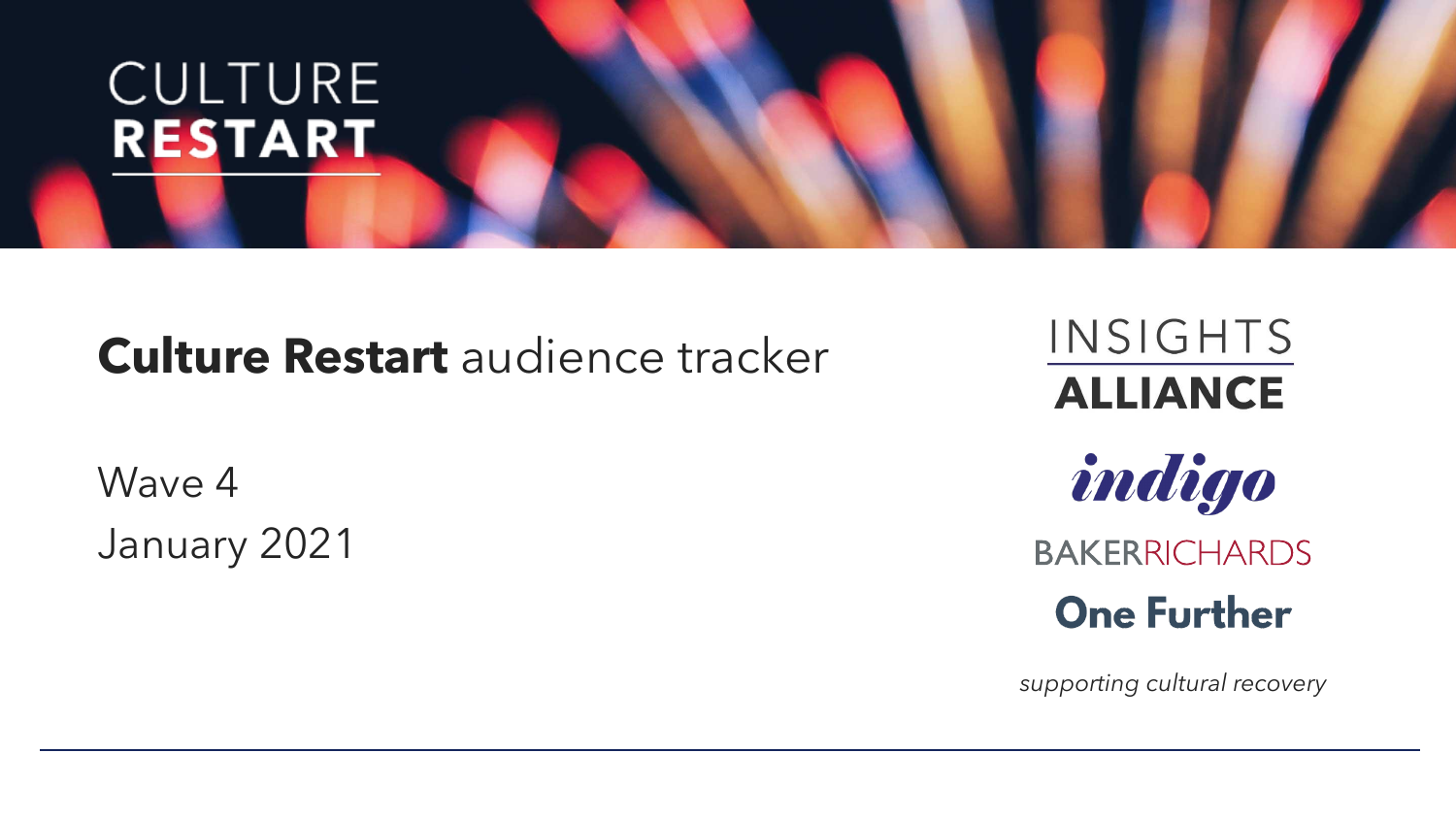CULTURE
**RESTART**

# **Culture Restart** audience tracker

Wave 4

January 2021

INSIGHTS
**ALLIANCE**

*indigo*

BAKERRICHARDS

**One Further**

*supporting cultural recovery*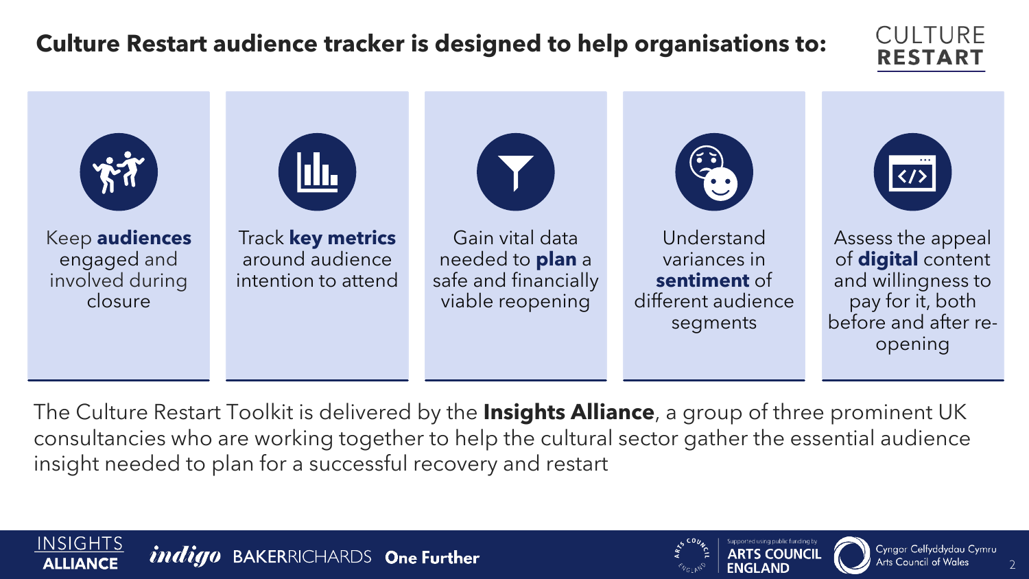## Culture Restart audience tracker is designed to help organisations to:

- Keep **audiences** engaged and involved during closure
- Track **key metrics** around audience intention to attend
- Gain vital data needed to **plan** a safe and financially viable reopening
- Understand variances in **sentiment** of different audience segments
- Assess the appeal of **digital** content and willingness to pay for it, both before and after re-opening

The Culture Restart Toolkit is delivered by the **Insights Alliance**, a group of three prominent UK consultancies who are working together to help the cultural sector gather the essential audience insight needed to plan for a successful recovery and restart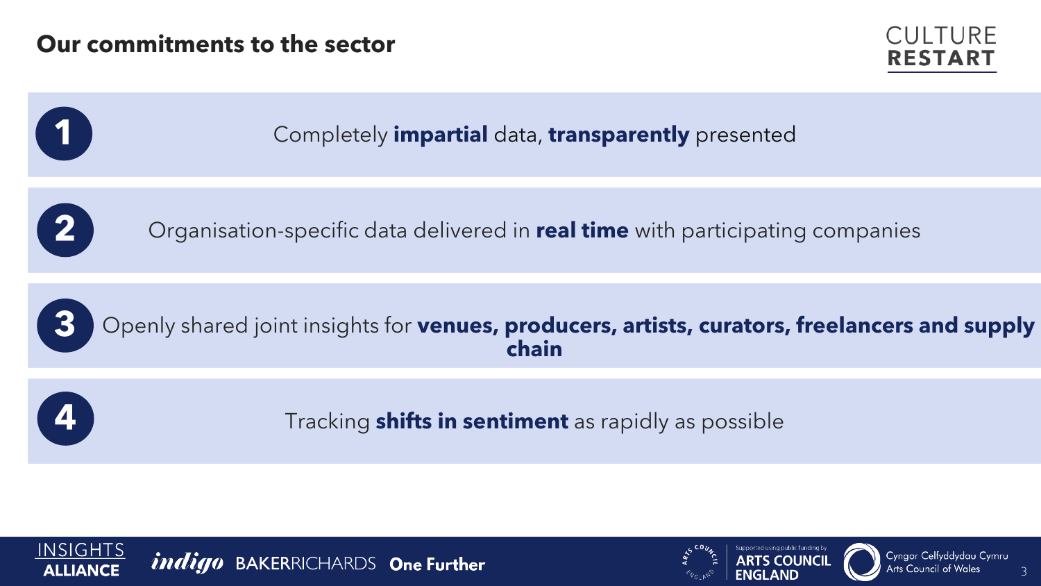## Our commitments to the sector

1. Completely **impartial** data, **transparently** presented

2. Organisation-specific data delivered in **real time** with participating companies

3. Openly shared joint insights for **venues, producers, artists, curators, freelancers and supply chain**

4. Tracking **shifts in sentiment** as rapidly as possible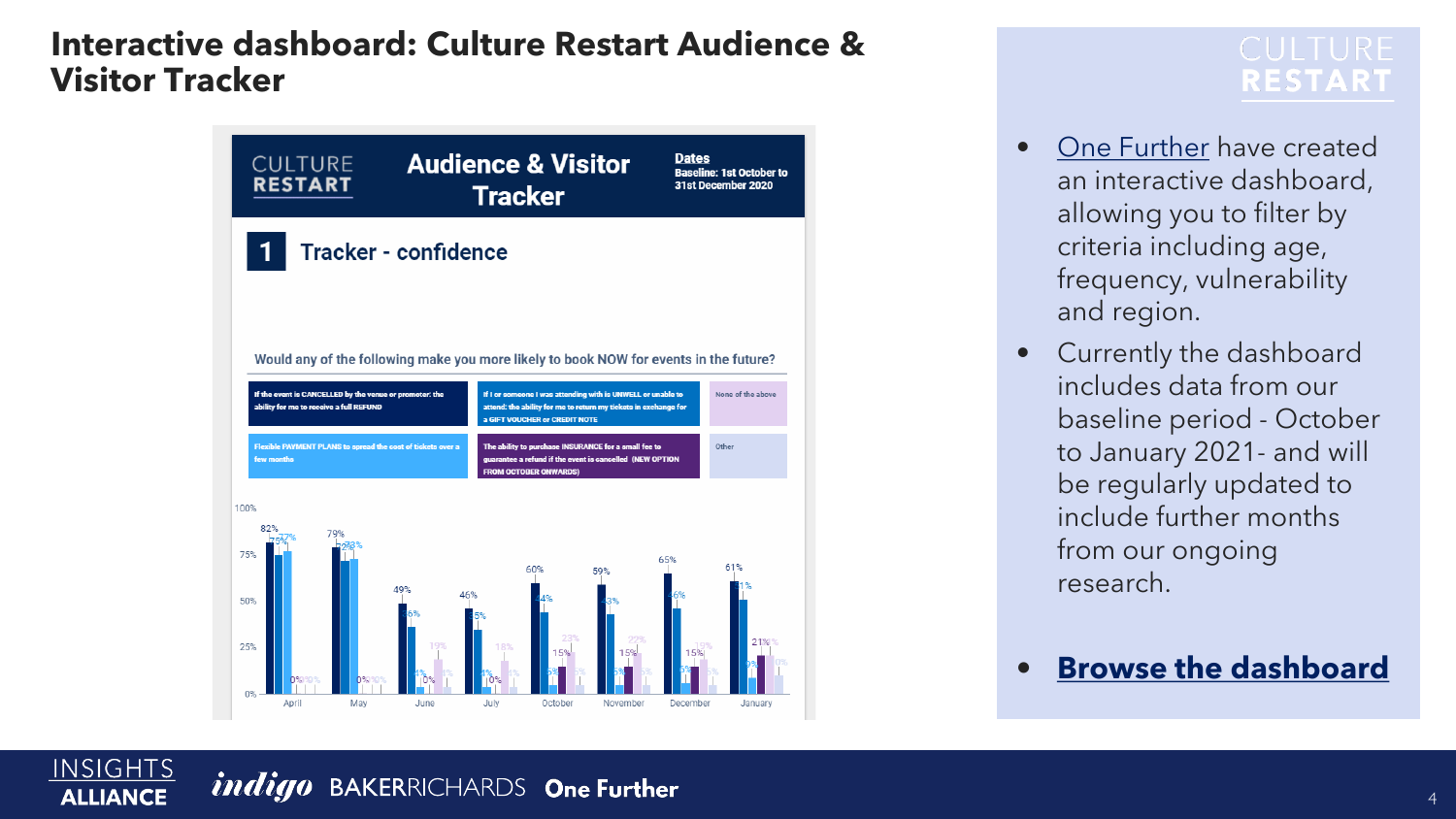# Interactive dashboard: Culture Restart Audience & Visitor Tracker

CULTURE RESTART

**Audience & Visitor Tracker**

**Dates**
**Baseline: 1st October to 31st December 2020**

**1 Tracker - confidence**

Would any of the following make you more likely to book NOW for events in the future?

If the event is CANCELLED by the venue or promoter: the ability for me to receive a full REFUND

If I or someone I was attending with is UNWELL or unable to attend: the ability for me to return my tickets in exchange for a GIFT VOUCHER or CREDIT NOTE

None of the above

Flexible PAYMENT PLANS to spread the cost of tickets over a few months

The ability to purchase INSURANCE for a small fee to guarantee a refund if the event is cancelled (NEW OPTION FROM OCTOBER ONWARDS)

Other

100%
75%
50%
25%
0%

April: 82%, 75%, 77%, 0%
May: 79%, 72%, 73%, 0%
June: 49%, 36%, 4%, 0%, 19%
July: 46%, 35%, 4%, 0%, 18%
October: 60%, 44%, 6%, 15%, 23%
November: 59%, 43%, 5%, 15%, 22%
December: 65%, 46%, 6%, 15%, 19%
January: 61%, 51%, 9%, 21%

April May June July October November December January

- One Further have created an interactive dashboard, allowing you to filter by criteria including age, frequency, vulnerability and region.
- Currently the dashboard includes data from our baseline period - October to January 2021- and will be regularly updated to include further months from our ongoing research.
- **Browse the dashboard**

INSIGHTS ALLIANCE indigo BAKERRICHARDS One Further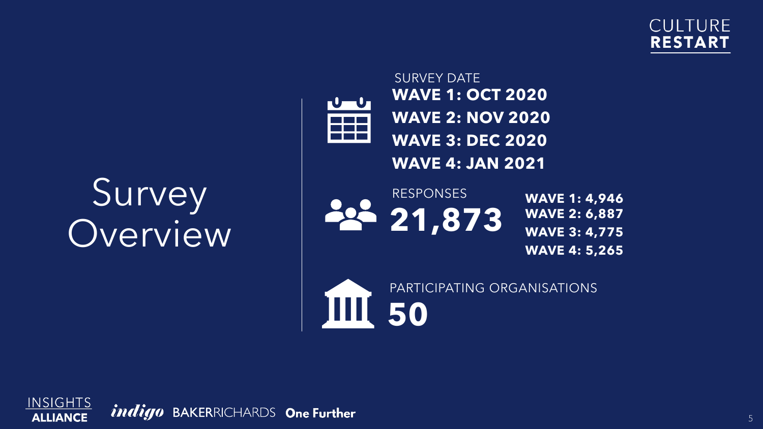# Survey Overview

SURVEY DATE

**WAVE 1: OCT 2020**

**WAVE 2: NOV 2020**

**WAVE 3: DEC 2020**

**WAVE 4: JAN 2021**

RESPONSES

**21,873**

**WAVE 1: 4,946**

**WAVE 2: 6,887**

**WAVE 3: 4,775**

**WAVE 4: 5,265**

PARTICIPATING ORGANISATIONS

**50**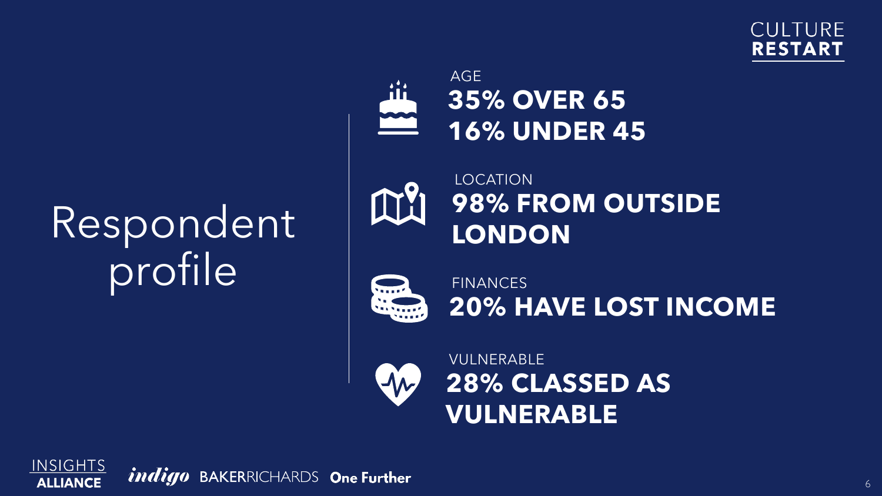# Respondent profile

AGE

**35% OVER 65**

**16% UNDER 45**

LOCATION

**98% FROM OUTSIDE LONDON**

FINANCES

**20% HAVE LOST INCOME**

VULNERABLE

**28% CLASSED AS VULNERABLE**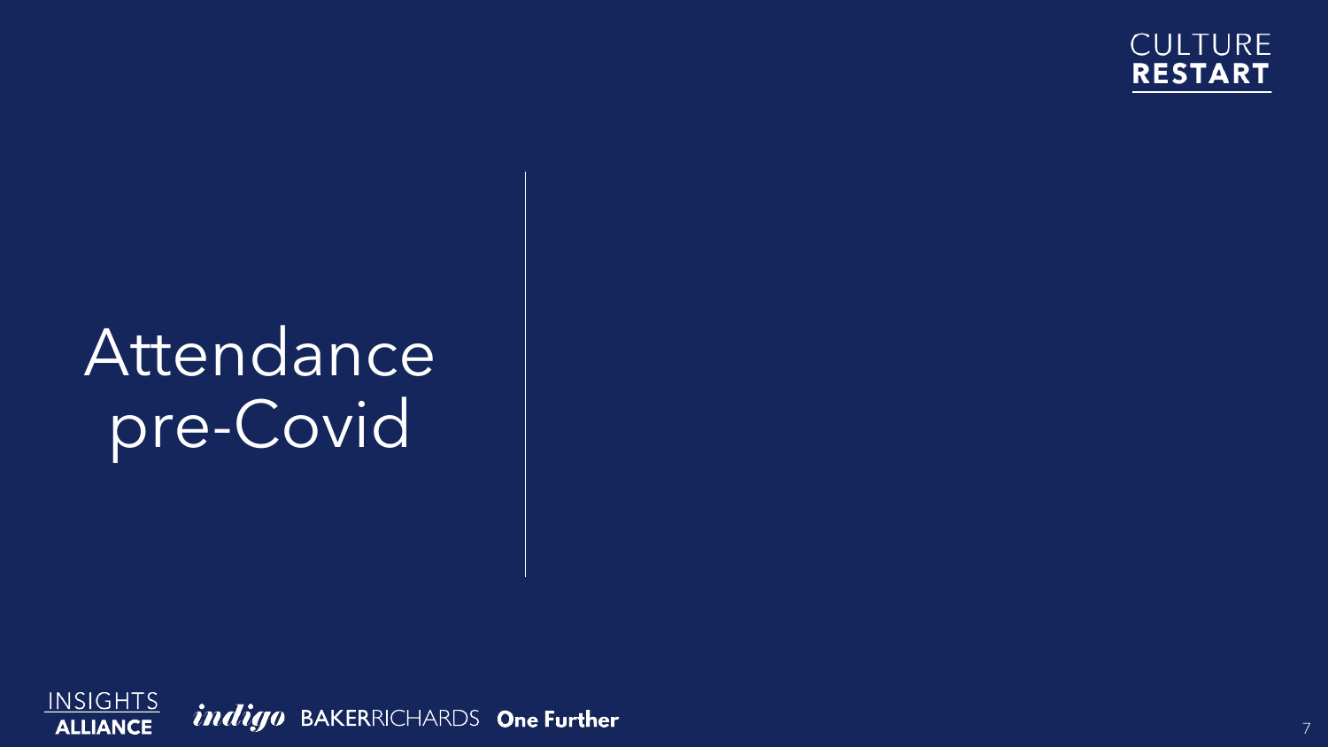# Attendance pre-Covid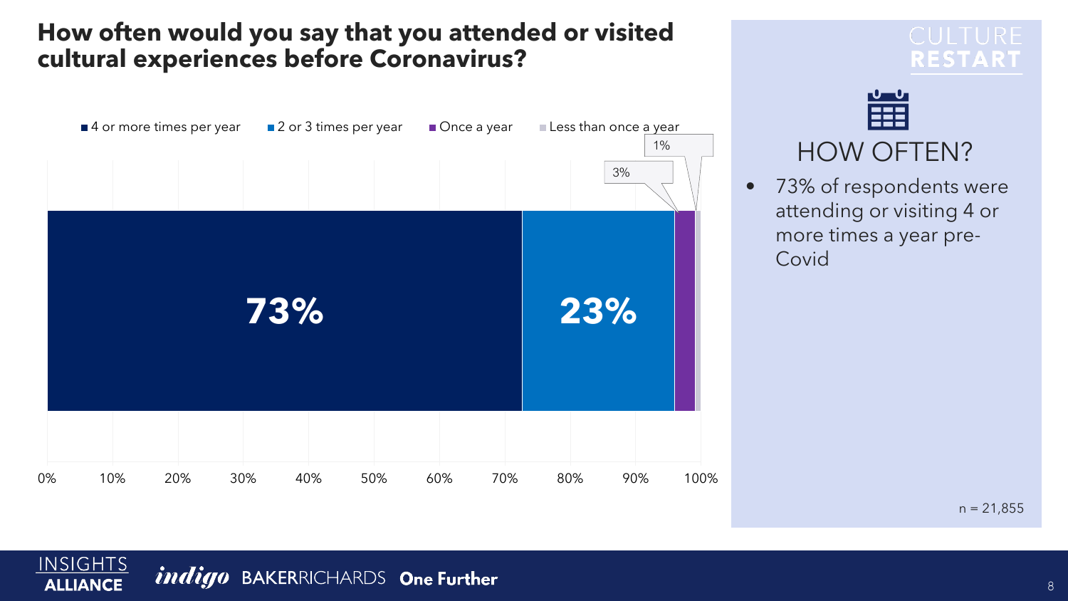# How often would you say that you attended or visited cultural experiences before Coronavirus?

4 or more times per year
2 or 3 times per year
Once a year
Less than once a year

73%
23%
3%
1%

0%
10%
20%
30%
40%
50%
60%
70%
80%
90%
100%

CULTURE
**RESTART**

HOW OFTEN?

- 73% of respondents were attending or visiting 4 or more times a year pre-Covid

n = 21,855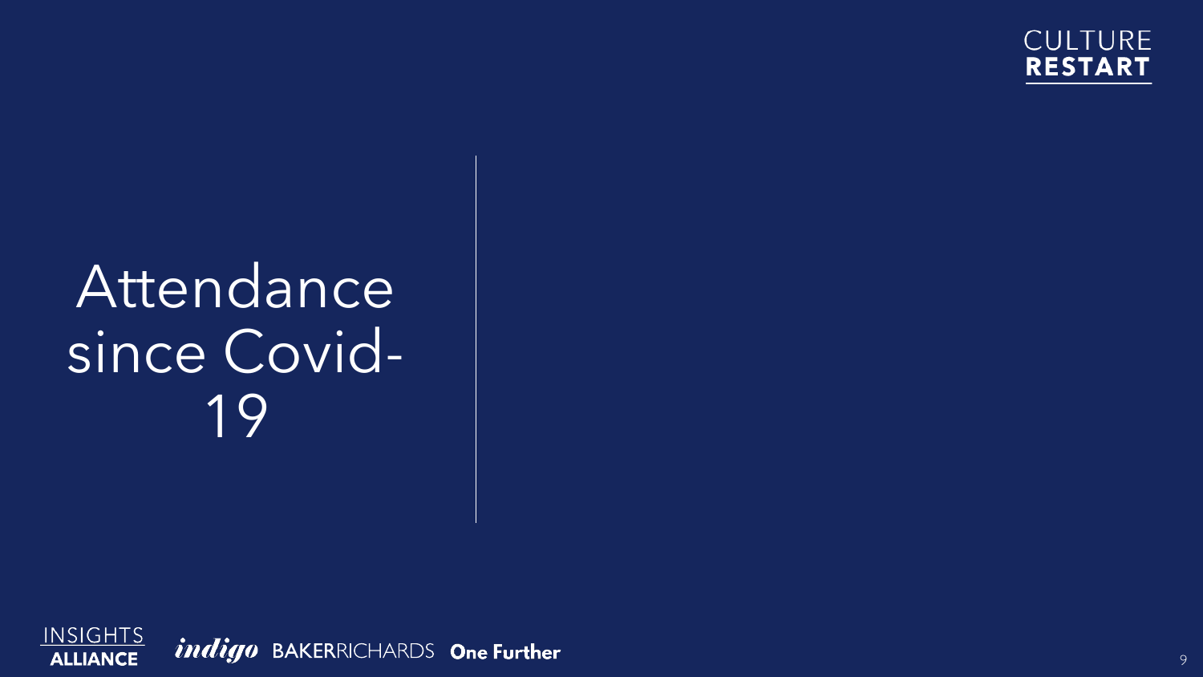# Attendance since Covid-19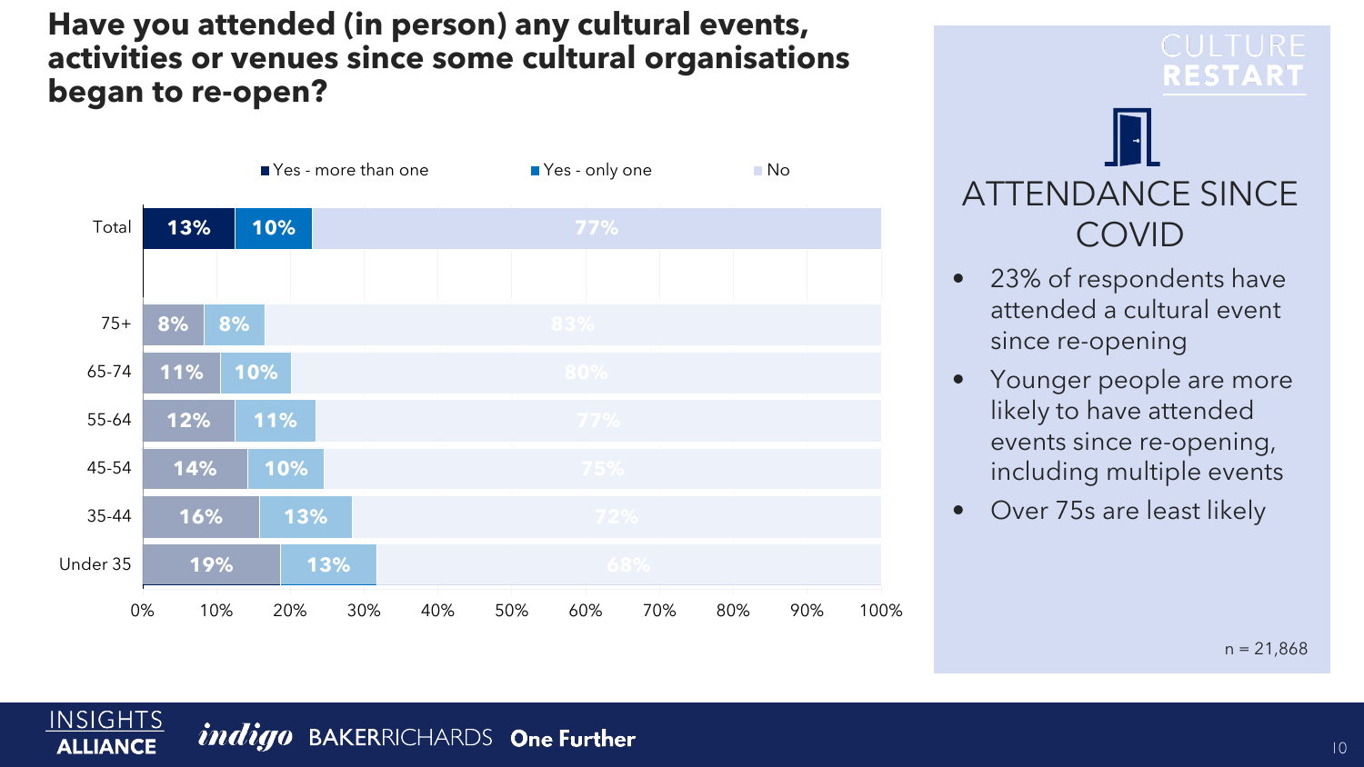# Have you attended (in person) any cultural events, activities or venues since some cultural organisations began to re-open?

Yes - more than one
Yes - only one
No

Total 13% 10% 77%

75+ 8% 8% 83%

65-74 11% 10% 80%

55-64 12% 11% 77%

45-54 14% 10% 75%

35-44 16% 13% 72%

Under 35 19% 13% 68%

0% 10% 20% 30% 40% 50% 60% 70% 80% 90% 100%

CULTURE RESTART

## ATTENDANCE SINCE COVID

- 23% of respondents have attended a cultural event since re-opening
- Younger people are more likely to have attended events since re-opening, including multiple events
- Over 75s are least likely

n = 21,868

INSIGHTS ALLIANCE *indigo* BAKERRICHARDS **One Further**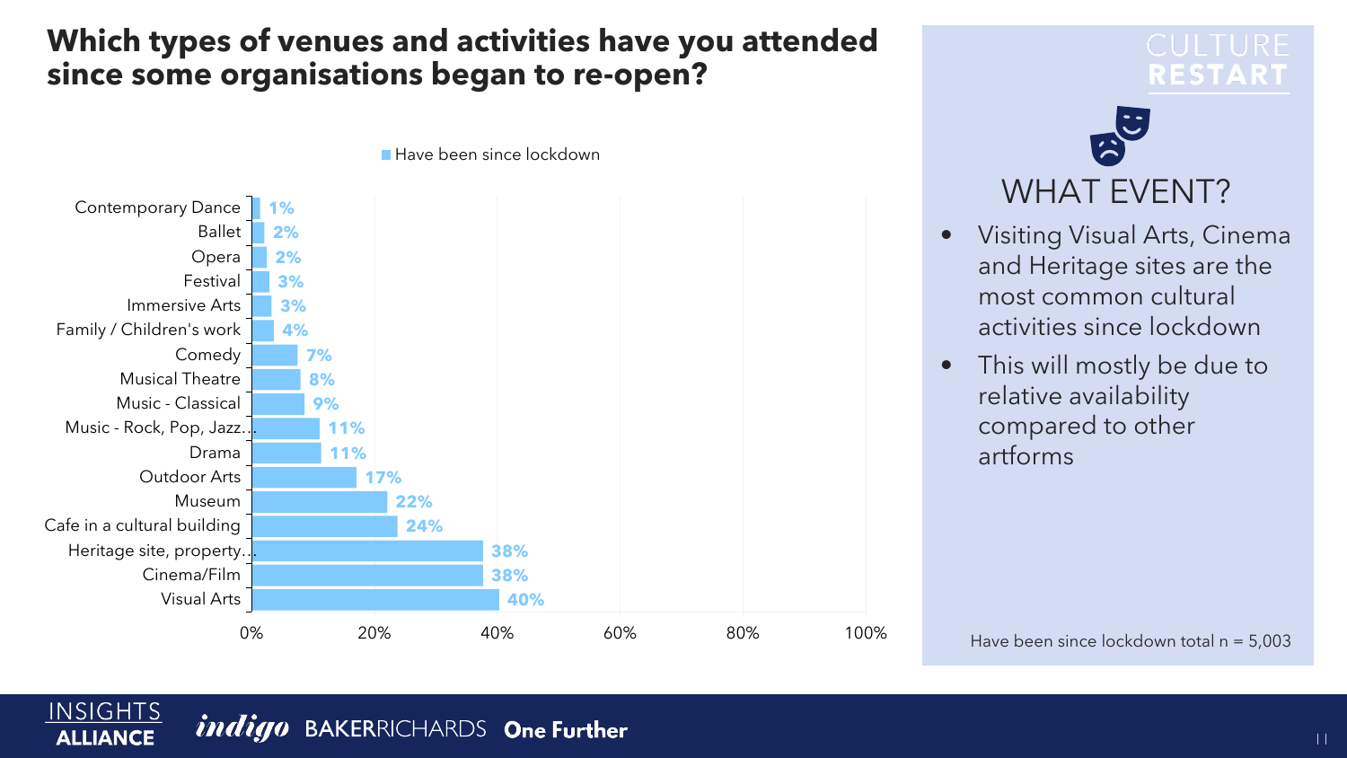# Which types of venues and activities have you attended since some organisations began to re-open?

Have been since lockdown

Contemporary Dance 1%
Ballet 2%
Opera 2%
Festival 3%
Immersive Arts 3%
Family / Children's work 4%
Comedy 7%
Musical Theatre 8%
Music - Classical 9%
Music - Rock, Pop, Jazz... 11%
Drama 11%
Outdoor Arts 17%
Museum 22%
Cafe in a cultural building 24%
Heritage site, property... 38%
Cinema/Film 38%
Visual Arts 40%

0% 20% 40% 60% 80% 100%

CULTURE RESTART

## WHAT EVENT?

- Visiting Visual Arts, Cinema and Heritage sites are the most common cultural activities since lockdown
- This will mostly be due to relative availability compared to other artforms

Have been since lockdown total n = 5,003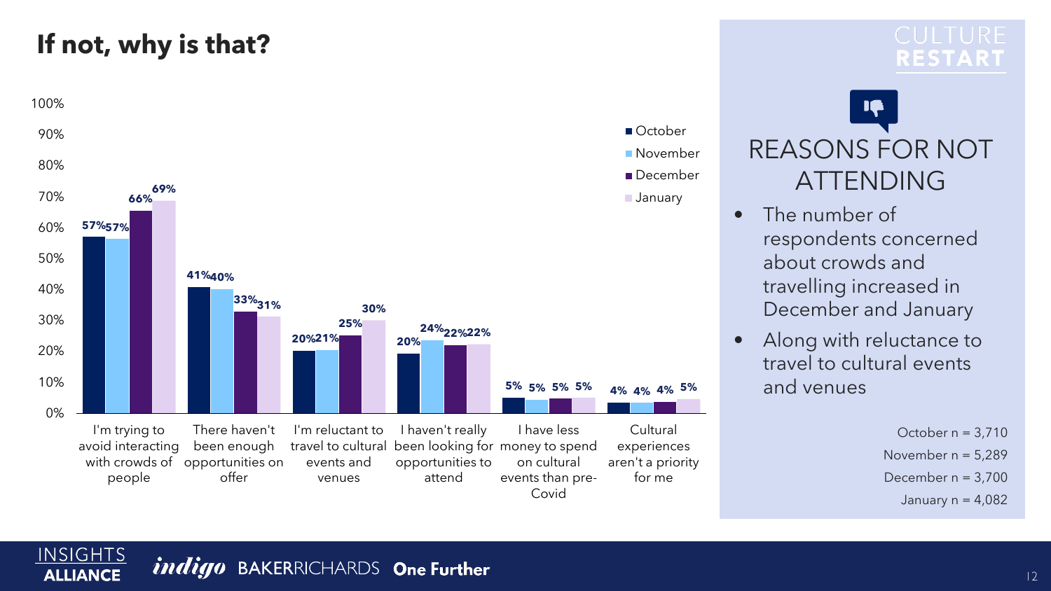# If not, why is that?

100%
90%
80%
70%
60%
50%
40%
30%
20%
10%
0%

October
November
December
January

57% 57% 66% 69%
I'm trying to avoid interacting with crowds of people

41% 40% 33% 31%
There haven't been enough opportunities on offer

20% 21% 25% 30%
I'm reluctant to travel to cultural events and venues

20% 24% 22% 22%
I haven't really been looking for opportunities to attend

5% 5% 5% 5%
I have less money to spend on cultural events than pre-Covid

4% 4% 4% 5%
Cultural experiences aren't a priority for me

CULTURE RESTART

## REASONS FOR NOT ATTENDING

- The number of respondents concerned about crowds and travelling increased in December and January
- Along with reluctance to travel to cultural events and venues

October n = 3,710
November n = 5,289
December n = 3,700
January n = 4,082

INSIGHTS ALLIANCE indigo BAKERRICHARDS One Further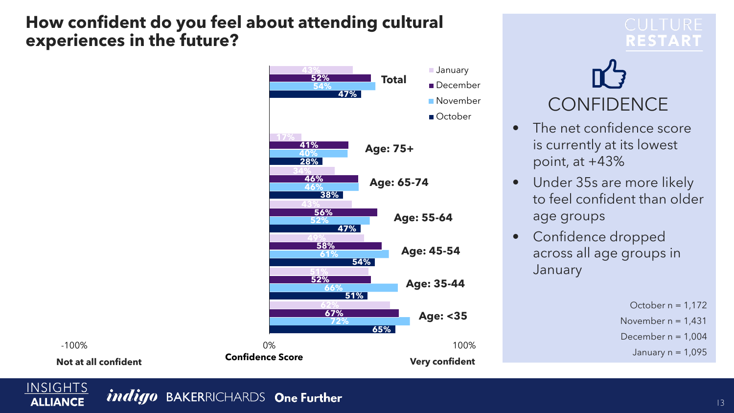# How confident do you feel about attending cultural experiences in the future?

| | January | December | November | October |
|---|---|---|---|---|
| Total | 43% | 52% | 54% | 47% |
| Age: 75+ | 17% | 41% | 40% | 28% |
| Age: 65-74 | 34% | 46% | 46% | 38% |
| Age: 55-64 | 43% | 56% | 52% | 47% |
| Age: 45-54 | 49% | 58% | 61% | 54% |
| Age: 35-44 | 51% | 52% | 66% | 51% |
| Age: <35 | 62% | 67% | 72% | 65% |

Confidence Score: -100% Not at all confident — 0% — 100% Very confident

CULTURE **RESTART**

## CONFIDENCE

- The net confidence score is currently at its lowest point, at +43%
- Under 35s are more likely to feel confident than older age groups
- Confidence dropped across all age groups in January

October n = 1,172
November n = 1,431
December n = 1,004
January n = 1,095

INSIGHTS **ALLIANCE** *indigo* BAKERRICHARDS **One Further**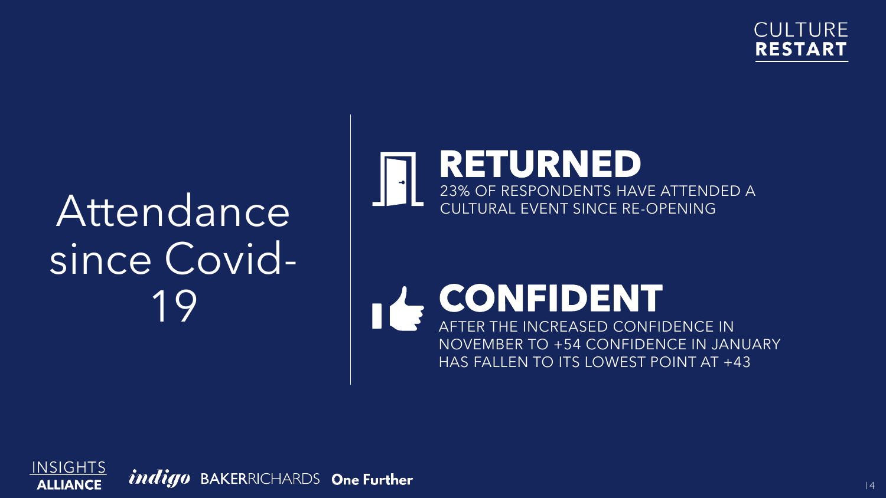# Attendance since Covid-19

## RETURNED

23% OF RESPONDENTS HAVE ATTENDED A CULTURAL EVENT SINCE RE-OPENING

## CONFIDENT

AFTER THE INCREASED CONFIDENCE IN NOVEMBER TO +54 CONFIDENCE IN JANUARY HAS FALLEN TO ITS LOWEST POINT AT +43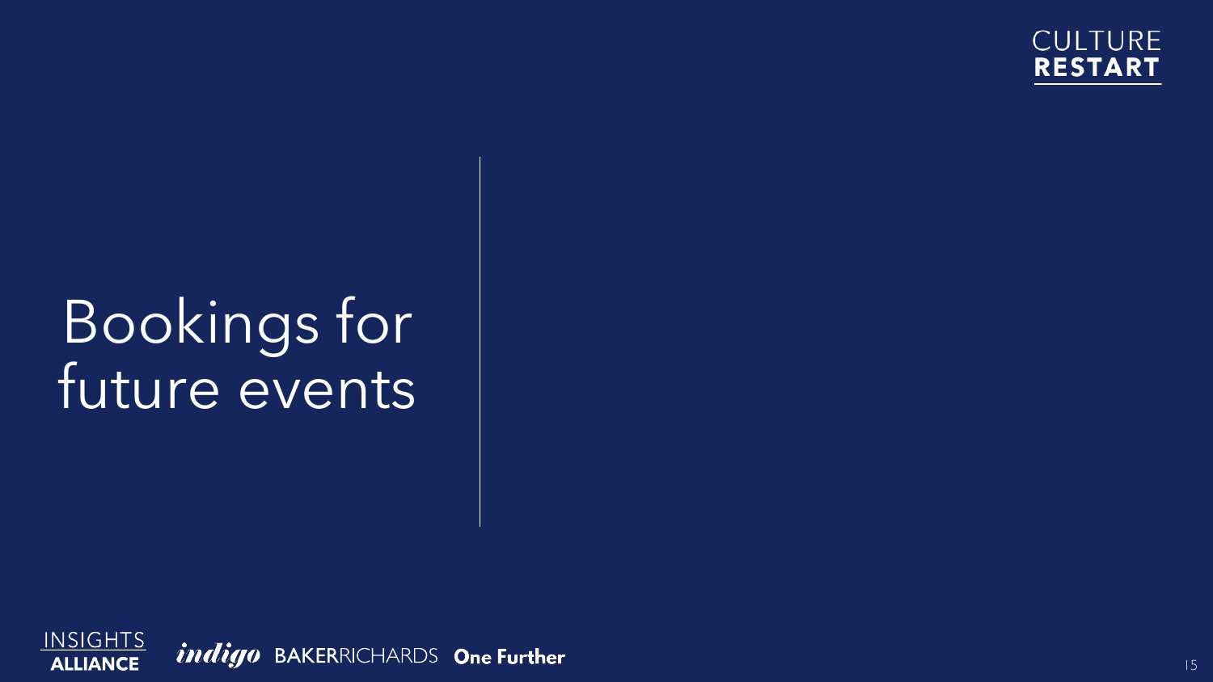# Bookings for future events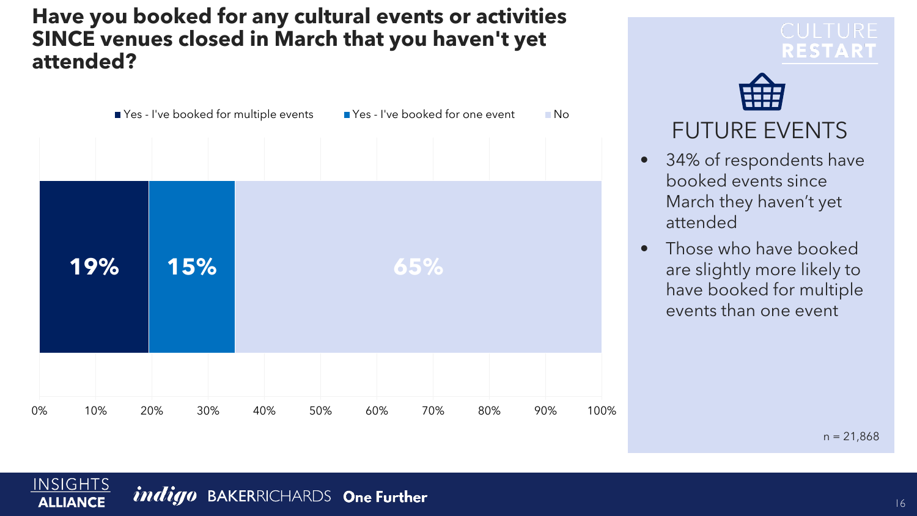# Have you booked for any cultural events or activities SINCE venues closed in March that you haven't yet attended?

Yes - I've booked for multiple events
Yes - I've booked for one event
No

19%
15%
65%

0%
10%
20%
30%
40%
50%
60%
70%
80%
90%
100%

CULTURE RESTART

## FUTURE EVENTS

- 34% of respondents have booked events since March they haven't yet attended
- Those who have booked are slightly more likely to have booked for multiple events than one event

n = 21,868

INSIGHTS ALLIANCE
indigo
BAKERRICHARDS
One Further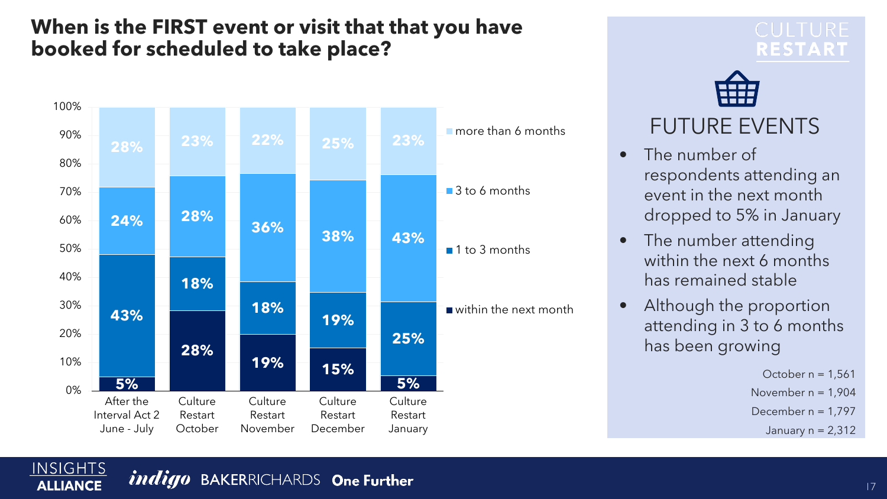# When is the FIRST event or visit that that you have booked for scheduled to take place?

100%
90%
80%
70%
60%
50%
40%
30%
20%
10%
0%

After the Interval Act 2 June - July: 5%, 43%, 24%, 28%

Culture Restart October: 28%, 18%, 28%, 23%

Culture Restart November: 19%, 18%, 36%, 22%

Culture Restart December: 15%, 19%, 38%, 25%

Culture Restart January: 5%, 25%, 43%, 23%

more than 6 months
3 to 6 months
1 to 3 months
within the next month

CULTURE RESTART

## FUTURE EVENTS

- The number of respondents attending an event in the next month dropped to 5% in January
- The number attending within the next 6 months has remained stable
- Although the proportion attending in 3 to 6 months has been growing

October n = 1,561
November n = 1,904
December n = 1,797
January n = 2,312

INSIGHTS ALLIANCE *indigo* BAKERRICHARDS **One Further**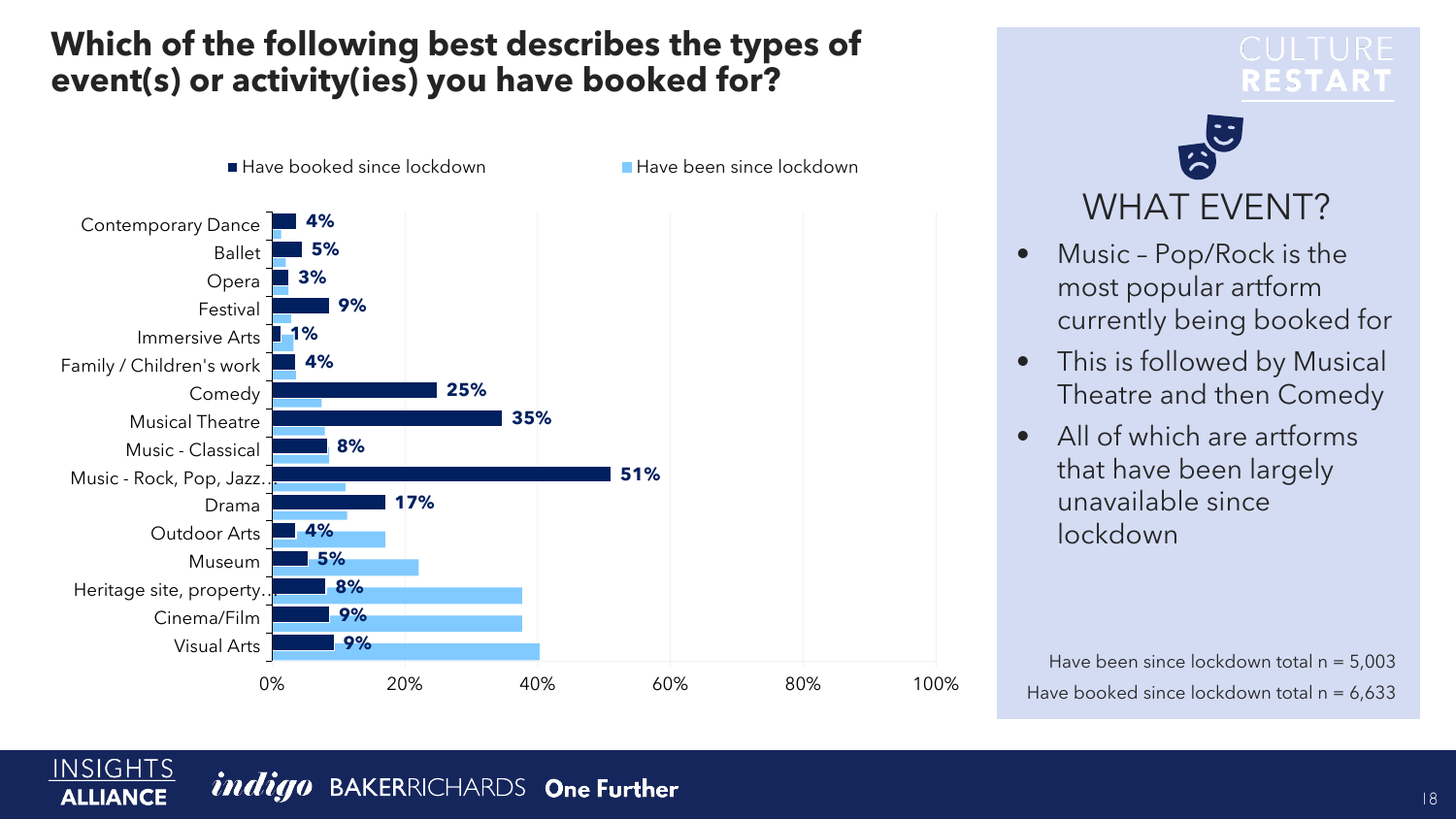# Which of the following best describes the types of event(s) or activity(ies) you have booked for?

■ Have booked since lockdown ■ Have been since lockdown

Contemporary Dance 4%
Ballet 5%
Opera 3%
Festival 9%
Immersive Arts 1%
Family / Children's work 4%
Comedy 25%
Musical Theatre 35%
Music - Classical 8%
Music - Rock, Pop, Jazz... 51%
Drama 17%
Outdoor Arts 4%
Museum 5%
Heritage site, property... 8%
Cinema/Film 9%
Visual Arts 9%

0% 20% 40% 60% 80% 100%

CULTURE RESTART

## WHAT EVENT?

- Music – Pop/Rock is the most popular artform currently being booked for
- This is followed by Musical Theatre and then Comedy
- All of which are artforms that have been largely unavailable since lockdown

Have been since lockdown total n = 5,003
Have booked since lockdown total n = 6,633

INSIGHTS ALLIANCE *indigo* BAKERRICHARDS **One Further**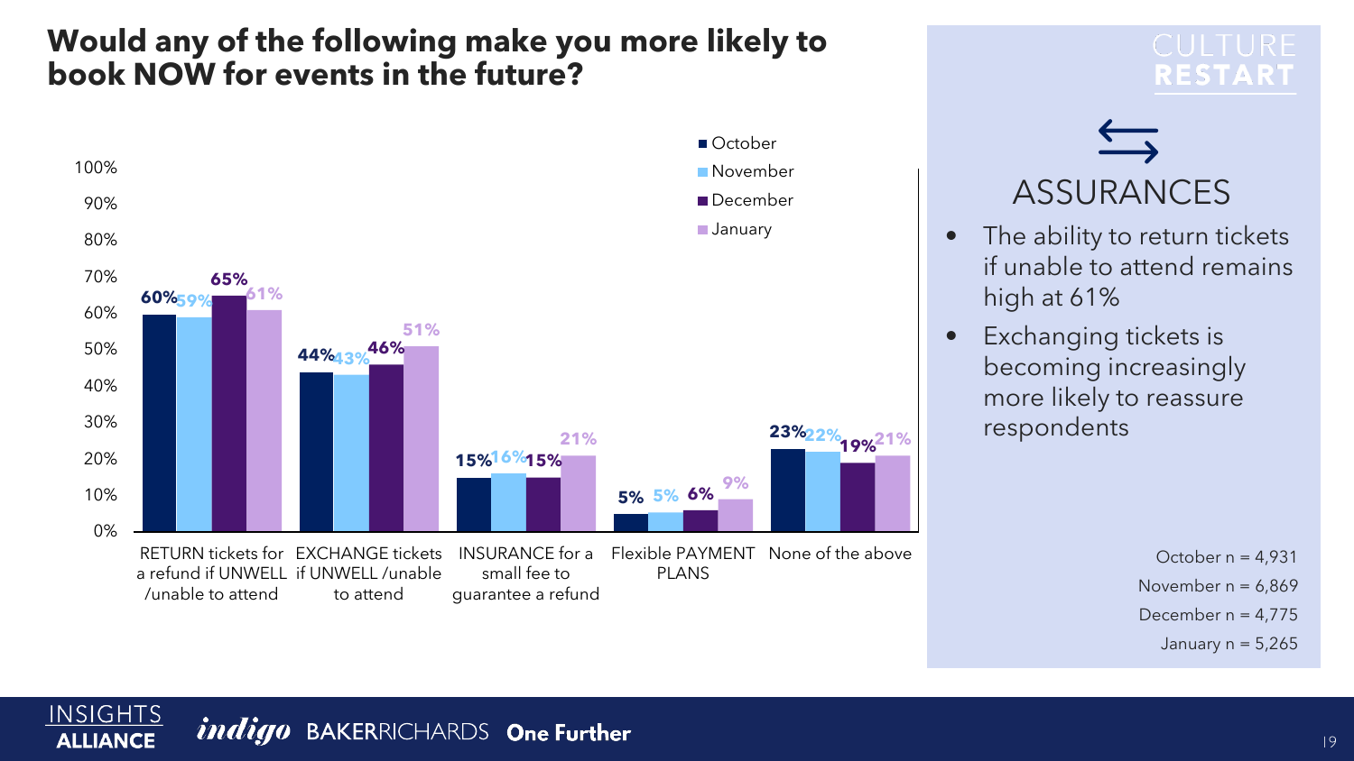# Would any of the following make you more likely to book NOW for events in the future?

October
November
December
January

100%
90%
80%
70%
60%
50%
40%
30%
20%
10%
0%

60% 59% 65% 61%
44% 43% 46% 51%
15% 16% 15% 21%
5% 5% 6% 9%
23% 22% 19% 21%

RETURN tickets for a refund if UNWELL /unable to attend
EXCHANGE tickets if UNWELL /unable to attend
INSURANCE for a small fee to guarantee a refund
Flexible PAYMENT PLANS
None of the above

CULTURE RESTART

## ASSURANCES

- The ability to return tickets if unable to attend remains high at 61%
- Exchanging tickets is becoming increasingly more likely to reassure respondents

October n = 4,931
November n = 6,869
December n = 4,775
January n = 5,265

INSIGHTS ALLIANCE | indigo | BAKERRICHARDS | One Further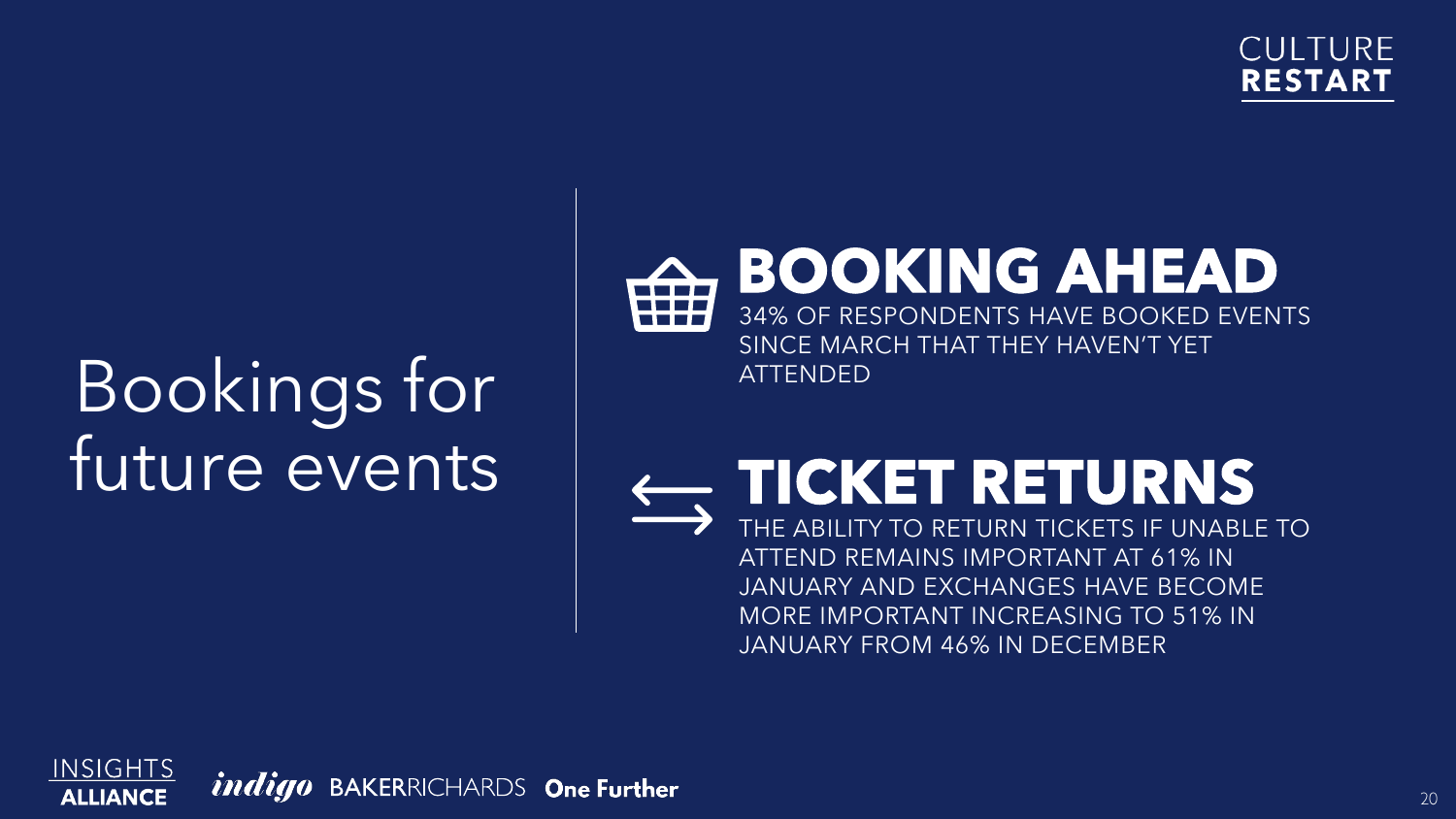# Bookings for future events

## BOOKING AHEAD

34% OF RESPONDENTS HAVE BOOKED EVENTS SINCE MARCH THAT THEY HAVEN'T YET ATTENDED

## TICKET RETURNS

THE ABILITY TO RETURN TICKETS IF UNABLE TO ATTEND REMAINS IMPORTANT AT 61% IN JANUARY AND EXCHANGES HAVE BECOME MORE IMPORTANT INCREASING TO 51% IN JANUARY FROM 46% IN DECEMBER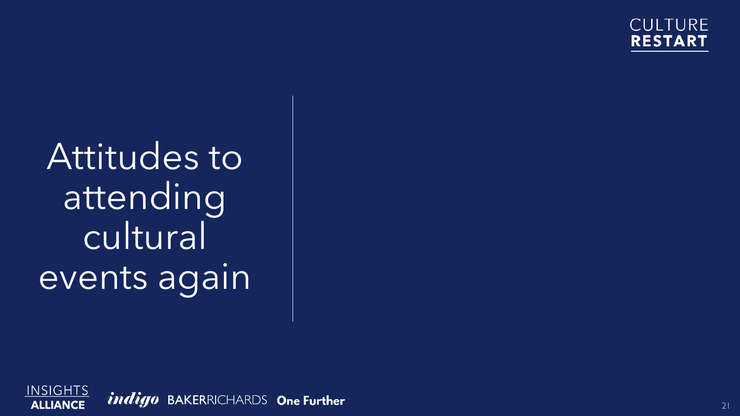# Attitudes to attending cultural events again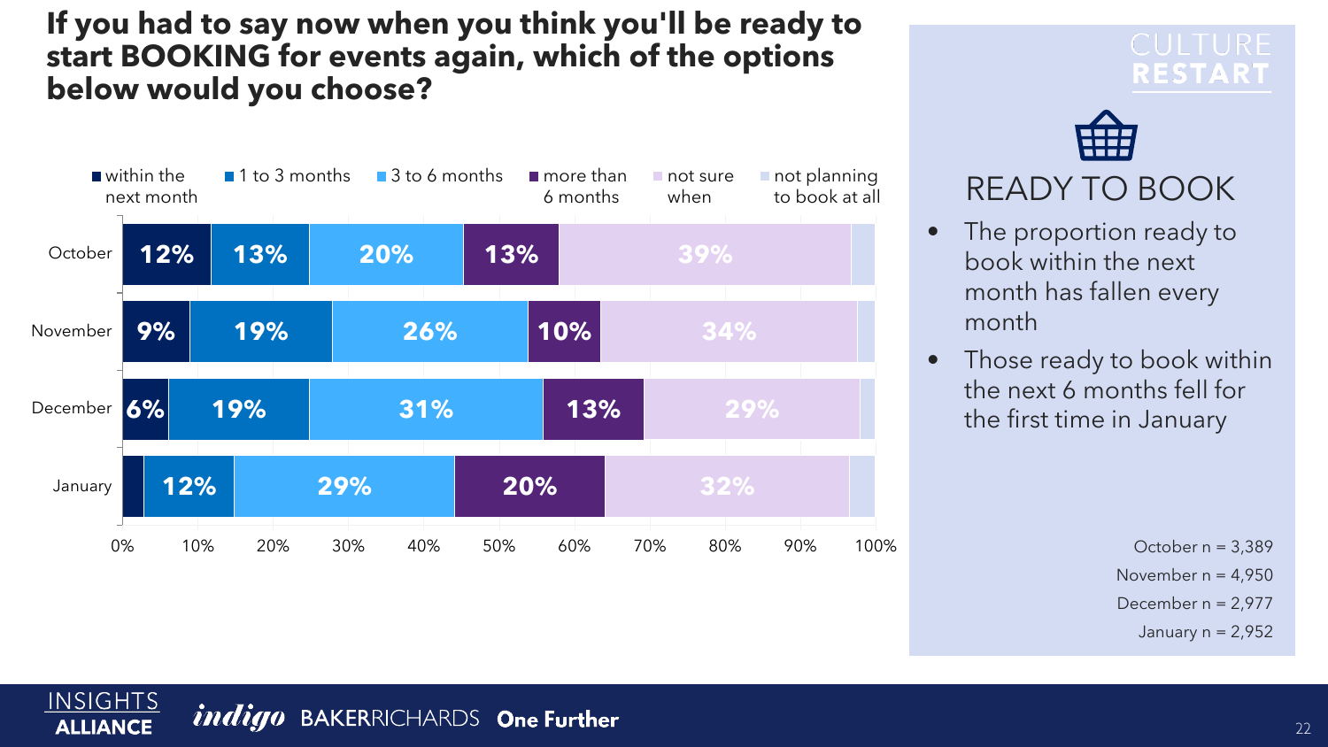# If you had to say now when you think you'll be ready to start BOOKING for events again, which of the options below would you choose?

within the next month | 1 to 3 months | 3 to 6 months | more than 6 months | not sure when | not planning to book at all

October: 12% | 13% | 20% | 13% | 39%

November: 9% | 19% | 26% | 10% | 34%

December: 6% | 19% | 31% | 13% | 29%

January: 12% | 29% | 20% | 32%

0% 10% 20% 30% 40% 50% 60% 70% 80% 90% 100%

CULTURE RESTART

## READY TO BOOK

- The proportion ready to book within the next month has fallen every month
- Those ready to book within the next 6 months fell for the first time in January

October n = 3,389

November n = 4,950

December n = 2,977

January n = 2,952

INSIGHTS ALLIANCE | indigo | BAKERRICHARDS | One Further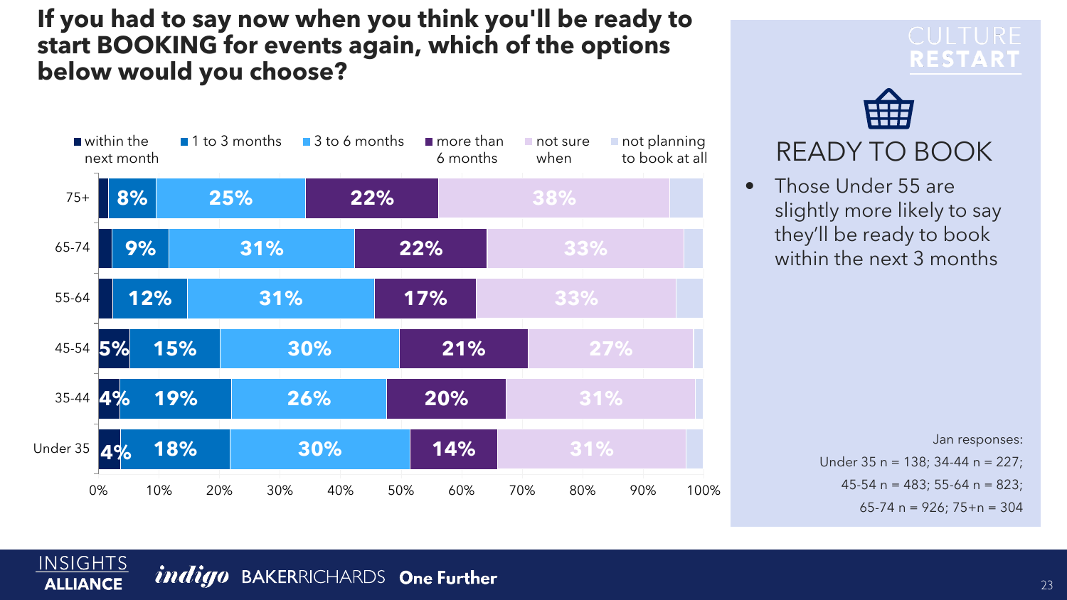# If you had to say now when you think you'll be ready to start BOOKING for events again, which of the options below would you choose?

| | within the next month | 1 to 3 months | 3 to 6 months | more than 6 months | not sure when | not planning to book at all |
|---|---|---|---|---|---|---|
| 75+ | | 8% | 25% | 22% | 38% | |
| 65-74 | | 9% | 31% | 22% | 33% | |
| 55-64 | | 12% | 31% | 17% | 33% | |
| 45-54 | 5% | 15% | 30% | 21% | 27% | |
| 35-44 | 4% | 19% | 26% | 20% | 31% | |
| Under 35 | 4% | 18% | 30% | 14% | 31% | |

CULTURE **RESTART**

READY TO BOOK

- Those Under 55 are slightly more likely to say they'll be ready to book within the next 3 months

Jan responses:
Under 35 n = 138; 34-44 n = 227;
45-54 n = 483; 55-64 n = 823;
65-74 n = 926; 75+n = 304

INSIGHTS ALLIANCE indigo BAKERRICHARDS One Further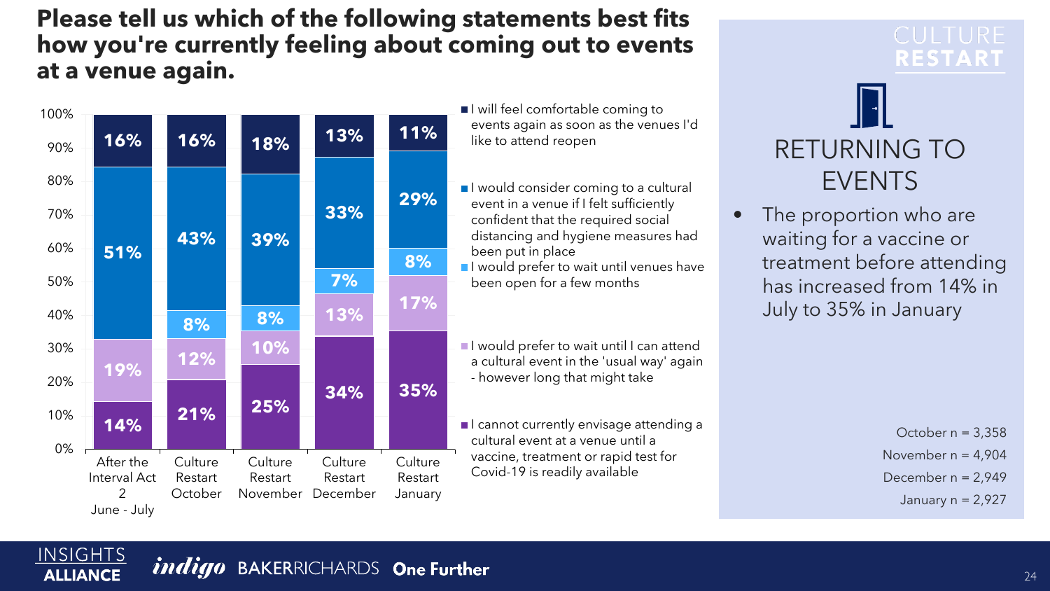# Please tell us which of the following statements best fits how you're currently feeling about coming out to events at a venue again.

100%
90%
80%
70%
60%
50%
40%
30%
20%
10%
0%

After the Interval Act 2 June - July: 16%, 51%, 19%, 14%

Culture Restart October: 16%, 43%, 8%, 12%, 21%

Culture Restart November: 18%, 39%, 8%, 10%, 25%

Culture Restart December: 13%, 33%, 7%, 13%, 34%

Culture Restart January: 11%, 29%, 8%, 17%, 35%

- I will feel comfortable coming to events again as soon as the venues I'd like to attend reopen
- I would consider coming to a cultural event in a venue if I felt sufficiently confident that the required social distancing and hygiene measures had been put in place
- I would prefer to wait until venues have been open for a few months
- I would prefer to wait until I can attend a cultural event in the 'usual way' again - however long that might take
- I cannot currently envisage attending a cultural event at a venue until a vaccine, treatment or rapid test for Covid-19 is readily available

CULTURE RESTART

## RETURNING TO EVENTS

- The proportion who are waiting for a vaccine or treatment before attending has increased from 14% in July to 35% in January

October n = 3,358
November n = 4,904
December n = 2,949
January n = 2,927

INSIGHTS ALLIANCE | indigo | BAKERRICHARDS | One Further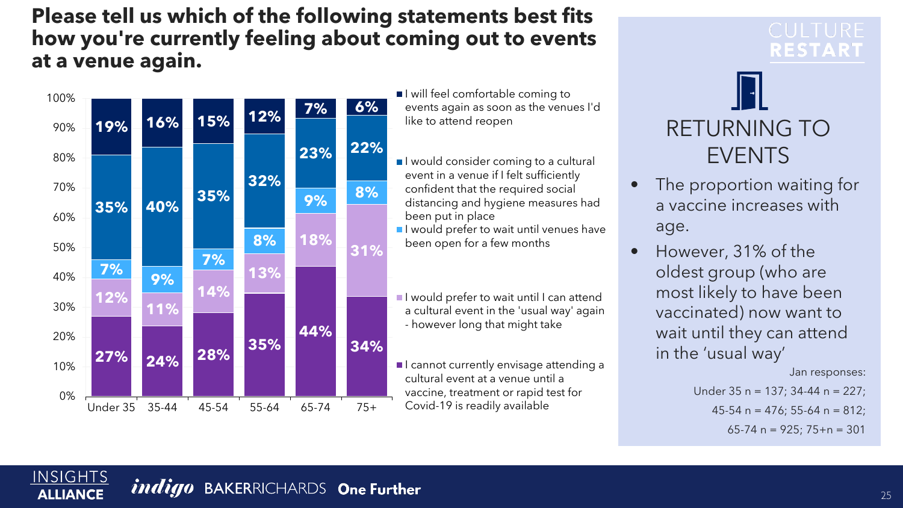# Please tell us which of the following statements best fits how you're currently feeling about coming out to events at a venue again.

100%
90%
80%
70%
60%
50%
40%
30%
20%
10%
0%

Under 35: 19%, 35%, 7%, 12%, 27%

35-44: 16%, 40%, 9%, 11%, 24%

45-54: 15%, 35%, 7%, 14%, 28%

55-64: 12%, 32%, 8%, 13%, 35%

65-74: 7%, 23%, 9%, 18%, 44%

75+: 6%, 22%, 8%, 31%, 34%

- I will feel comfortable coming to events again as soon as the venues I'd like to attend reopen
- I would consider coming to a cultural event in a venue if I felt sufficiently confident that the required social distancing and hygiene measures had been put in place
- I would prefer to wait until venues have been open for a few months
- I would prefer to wait until I can attend a cultural event in the 'usual way' again - however long that might take
- I cannot currently envisage attending a cultural event at a venue until a vaccine, treatment or rapid test for Covid-19 is readily available

CULTURE RESTART

## RETURNING TO EVENTS

- The proportion waiting for a vaccine increases with age.
- However, 31% of the oldest group (who are most likely to have been vaccinated) now want to wait until they can attend in the 'usual way'

Jan responses:

Under 35 n = 137; 34-44 n = 227;

45-54 n = 476; 55-64 n = 812;

65-74 n = 925; 75+n = 301

INSIGHTS ALLIANCE indigo BAKERRICHARDS One Further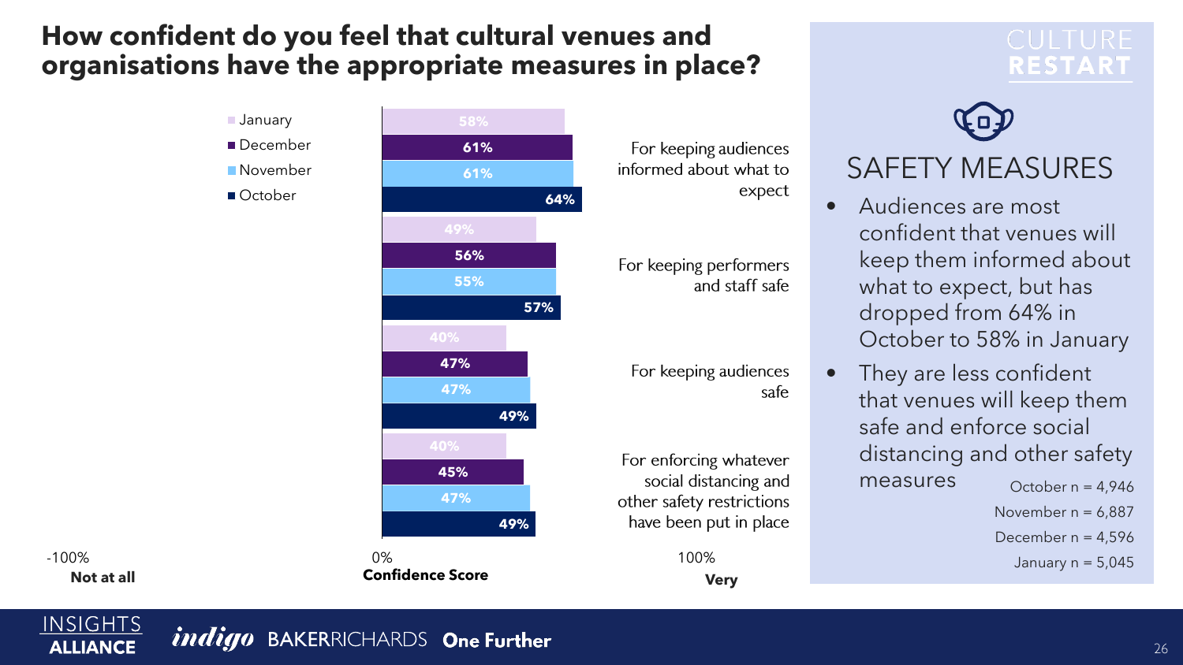# How confident do you feel that cultural venues and organisations have the appropriate measures in place?

January
December
November
October

For keeping audiences informed about what to expect
58%
61%
61%
64%

For keeping performers and staff safe
49%
56%
55%
57%

For keeping audiences safe
40%
47%
47%
49%

For enforcing whatever social distancing and other safety restrictions have been put in place
40%
45%
47%
49%

-100%
**Not at all**

0%
**Confidence Score**

100%
**Very**

CULTURE
**RESTART**

## SAFETY MEASURES

- Audiences are most confident that venues will keep them informed about what to expect, but has dropped from 64% in October to 58% in January
- They are less confident that venues will keep them safe and enforce social distancing and other safety measures

October n = 4,946
November n = 6,887
December n = 4,596
January n = 5,045

INSIGHTS **ALLIANCE** *indigo* BAKERRICHARDS **One Further**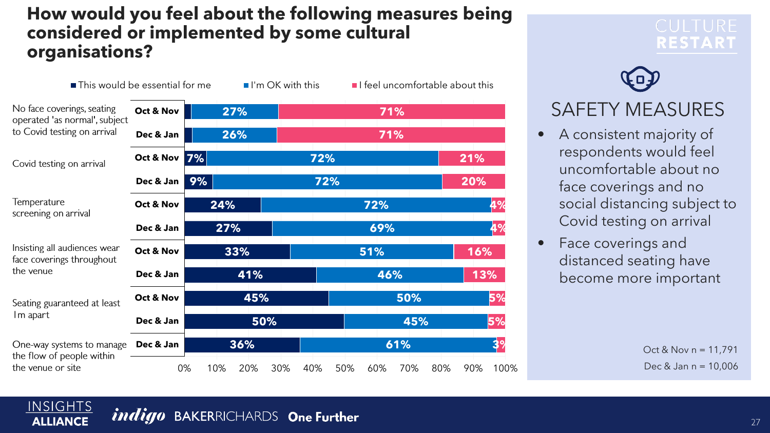# How would you feel about the following measures being considered or implemented by some cultural organisations?

This would be essential for me
I'm OK with this
I feel uncomfortable about this

No face coverings, seating operated 'as normal', subject to Covid testing on arrival
Oct & Nov 27% 71%
Dec & Jan 26% 71%

Covid testing on arrival
Oct & Nov 7% 72% 21%
Dec & Jan 9% 72% 20%

Temperature screening on arrival
Oct & Nov 24% 72% 4%
Dec & Jan 27% 69% 4%

Insisting all audiences wear face coverings throughout the venue
Oct & Nov 33% 51% 16%
Dec & Jan 41% 46% 13%

Seating guaranteed at least 1m apart
Oct & Nov 45% 50% 5%
Dec & Jan 50% 45% 5%

One-way systems to manage the flow of people within the venue or site
Dec & Jan 36% 61% 3%

0% 10% 20% 30% 40% 50% 60% 70% 80% 90% 100%

CULTURE RESTART

## SAFETY MEASURES

- A consistent majority of respondents would feel uncomfortable about no face coverings and no social distancing subject to Covid testing on arrival
- Face coverings and distanced seating have become more important

Oct & Nov n = 11,791
Dec & Jan n = 10,006

INSIGHTS ALLIANCE indigo BAKERRICHARDS One Further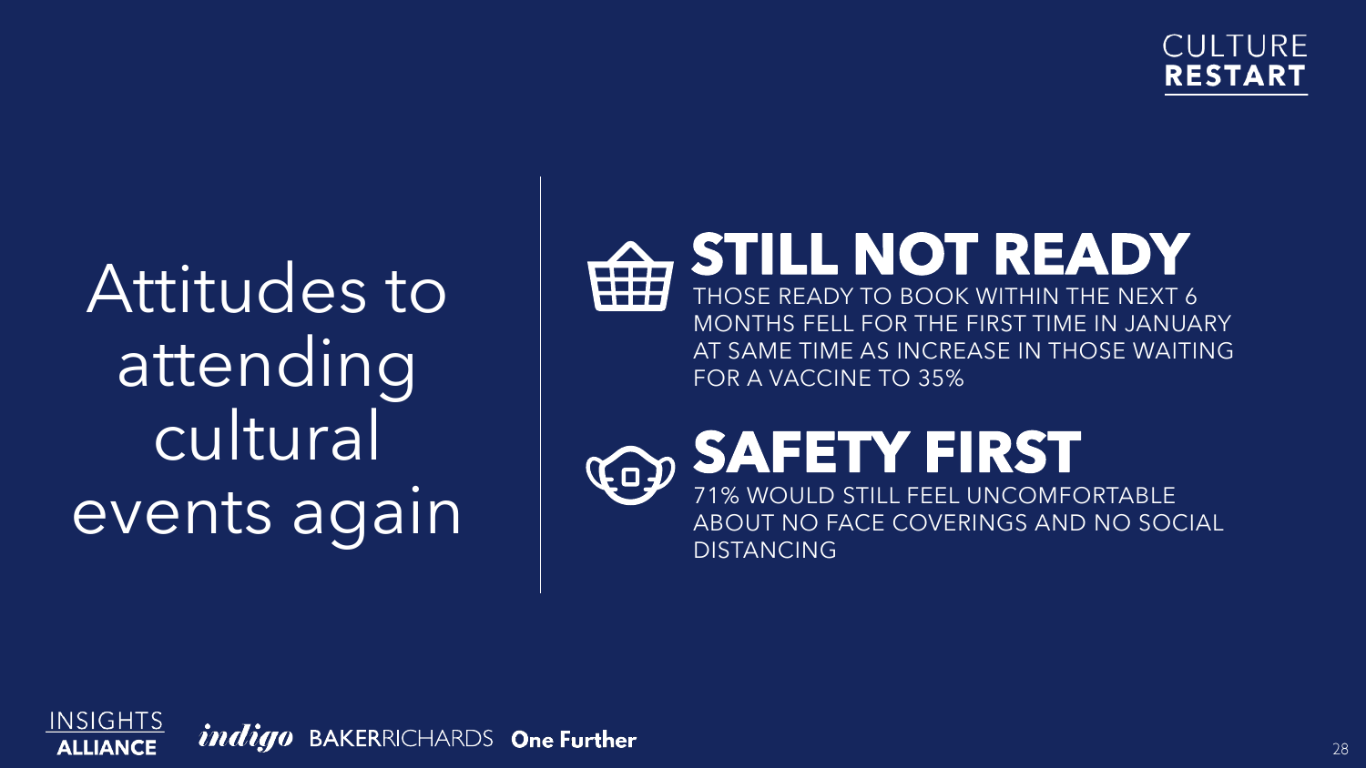# Attitudes to attending cultural events again

## STILL NOT READY

THOSE READY TO BOOK WITHIN THE NEXT 6 MONTHS FELL FOR THE FIRST TIME IN JANUARY AT SAME TIME AS INCREASE IN THOSE WAITING FOR A VACCINE TO 35%

## SAFETY FIRST

71% WOULD STILL FEEL UNCOMFORTABLE ABOUT NO FACE COVERINGS AND NO SOCIAL DISTANCING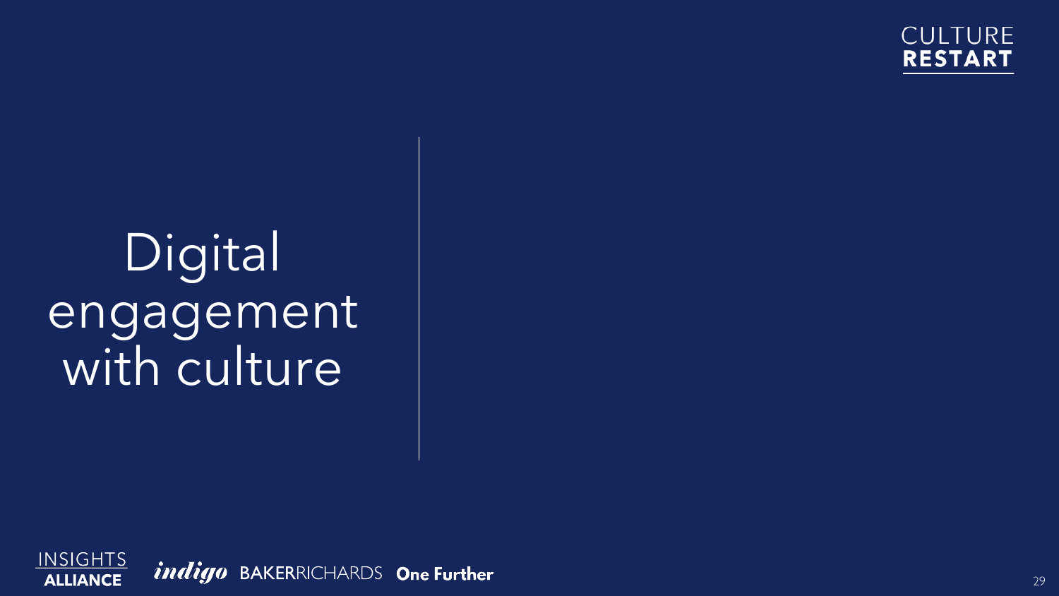# Digital engagement with culture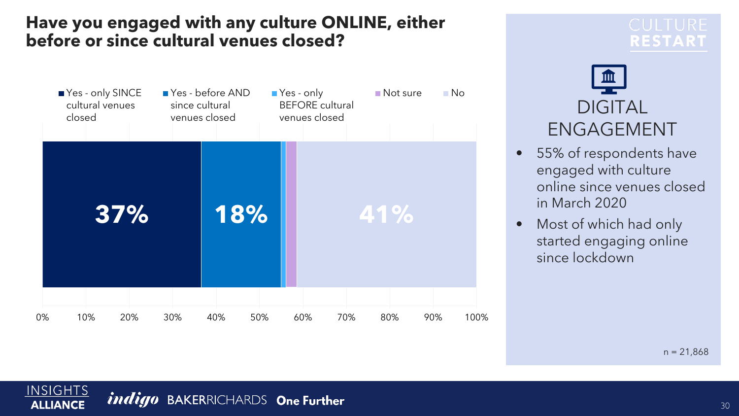# Have you engaged with any culture ONLINE, either before or since cultural venues closed?

Yes - only SINCE cultural venues closed
Yes - before AND since cultural venues closed
Yes - only BEFORE cultural venues closed
Not sure
No

37%
18%
41%

0% 10% 20% 30% 40% 50% 60% 70% 80% 90% 100%

CULTURE RESTART

## DIGITAL ENGAGEMENT

- 55% of respondents have engaged with culture online since venues closed in March 2020
- Most of which had only started engaging online since lockdown

n = 21,868

INSIGHTS ALLIANCE indigo BAKERRICHARDS One Further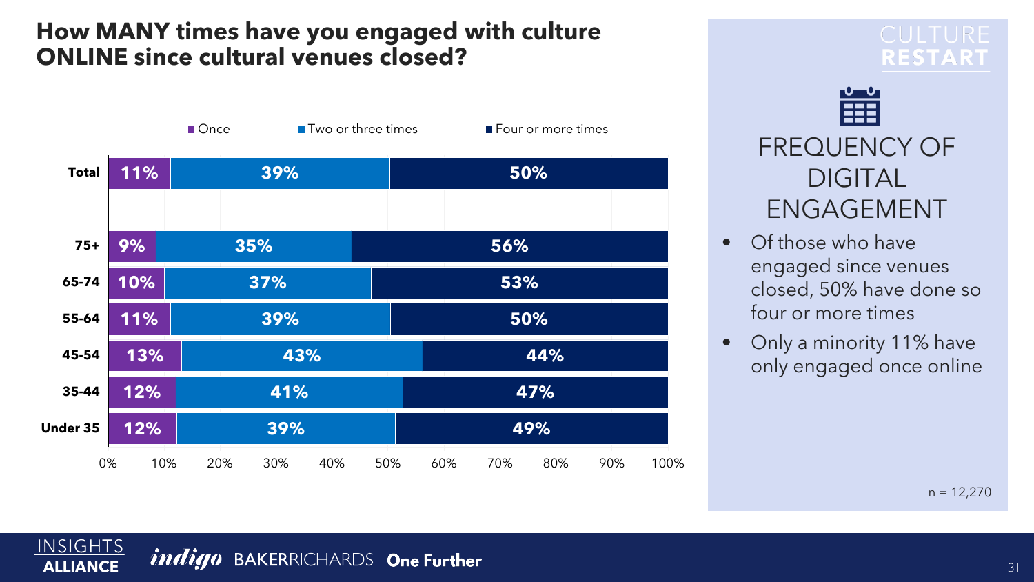# How MANY times have you engaged with culture ONLINE since cultural venues closed?

Once | Two or three times | Four or more times

Total: 11% | 39% | 50%

75+: 9% | 35% | 56%

65-74: 10% | 37% | 53%

55-64: 11% | 39% | 50%

45-54: 13% | 43% | 44%

35-44: 12% | 41% | 47%

Under 35: 12% | 39% | 49%

0% 10% 20% 30% 40% 50% 60% 70% 80% 90% 100%

CULTURE RESTART

## FREQUENCY OF DIGITAL ENGAGEMENT

- Of those who have engaged since venues closed, 50% have done so four or more times
- Only a minority 11% have only engaged once online

n = 12,270

INSIGHTS ALLIANCE | indigo | BAKERRICHARDS | One Further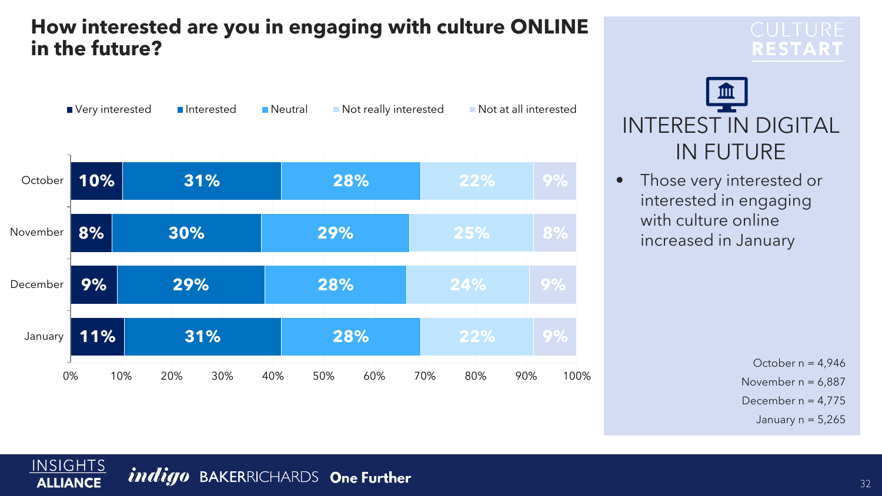# How interested are you in engaging with culture ONLINE in the future?

Very interested | Interested | Neutral | Not really interested | Not at all interested

October: 10% | 31% | 28% | 22% | 9%

November: 8% | 30% | 29% | 25% | 8%

December: 9% | 29% | 28% | 24% | 9%

January: 11% | 31% | 28% | 22% | 9%

0% 10% 20% 30% 40% 50% 60% 70% 80% 90% 100%

CULTURE RESTART

## INTEREST IN DIGITAL IN FUTURE

- Those very interested or interested in engaging with culture online increased in January

October n = 4,946
November n = 6,887
December n = 4,775
January n = 5,265

INSIGHTS ALLIANCE *indigo* BAKERRICHARDS **One Further**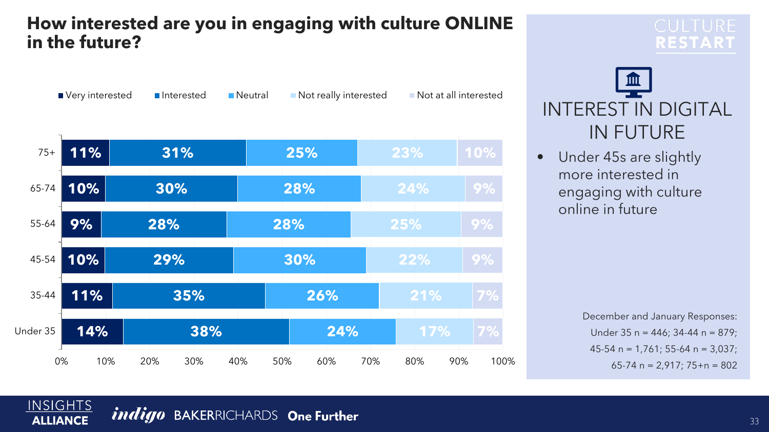# How interested are you in engaging with culture ONLINE in the future?

Very interested | Interested | Neutral | Not really interested | Not at all interested

75+ 11% 31% 25% 23% 10%

65-74 10% 30% 28% 24% 9%

55-64 9% 28% 28% 25% 9%

45-54 10% 29% 30% 22% 9%

35-44 11% 35% 26% 21% 7%

Under 35 14% 38% 24% 17% 7%

0% 10% 20% 30% 40% 50% 60% 70% 80% 90% 100%

CULTURE RESTART

## INTEREST IN DIGITAL IN FUTURE

- Under 45s are slightly more interested in engaging with culture online in future

December and January Responses: Under 35 n = 446; 34-44 n = 879; 45-54 n = 1,761; 55-64 n = 3,037; 65-74 n = 2,917; 75+n = 802

INSIGHTS ALLIANCE indigo BAKERRICHARDS One Further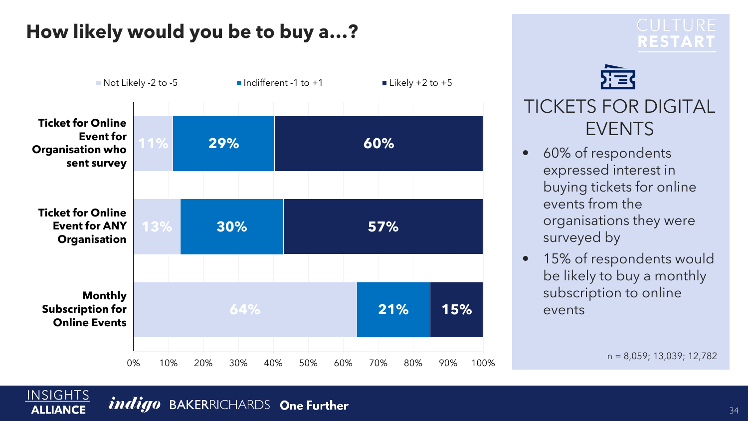# How likely would you be to buy a...?

Not Likely -2 to -5
Indifferent -1 to +1
Likely +2 to +5

Ticket for Online Event for Organisation who sent survey
11%
29%
60%

Ticket for Online Event for ANY Organisation
13%
30%
57%

Monthly Subscription for Online Events
64%
21%
15%

0% 10% 20% 30% 40% 50% 60% 70% 80% 90% 100%

CULTURE RESTART

## TICKETS FOR DIGITAL EVENTS

- 60% of respondents expressed interest in buying tickets for online events from the organisations they were surveyed by
- 15% of respondents would be likely to buy a monthly subscription to online events

n = 8,059; 13,039; 12,782

INSIGHTS ALLIANCE *indigo* BAKERRICHARDS **One Further**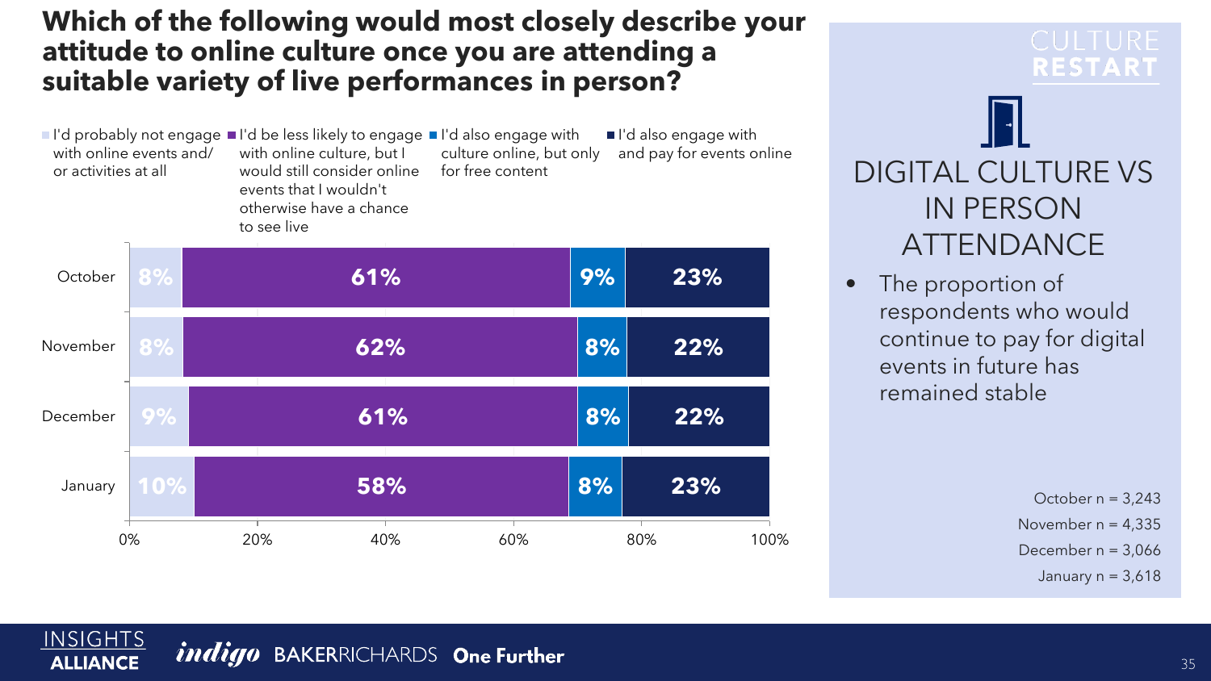# Which of the following would most closely describe your attitude to online culture once you are attending a suitable variety of live performances in person?

I'd probably not engage with online events and/or activities at all

I'd be less likely to engage with online culture, but I would still consider online events that I wouldn't otherwise have a chance to see live

I'd also engage with culture online, but only for free content

I'd also engage with and pay for events online

October: 8% | 61% | 9% | 23%

November: 8% | 62% | 8% | 22%

December: 9% | 61% | 8% | 22%

January: 10% | 58% | 8% | 23%

0% 20% 40% 60% 80% 100%

CULTURE RESTART

## DIGITAL CULTURE VS IN PERSON ATTENDANCE

- The proportion of respondents who would continue to pay for digital events in future has remained stable

October n = 3,243

November n = 4,335

December n = 3,066

January n = 3,618

INSIGHTS ALLIANCE indigo BAKERRICHARDS One Further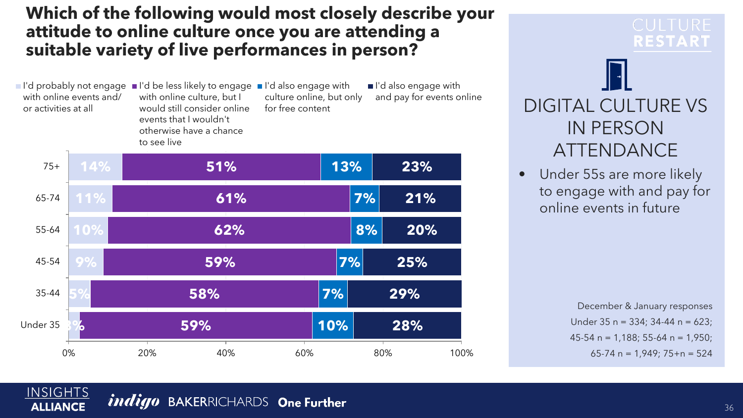# Which of the following would most closely describe your attitude to online culture once you are attending a suitable variety of live performances in person?

I'd probably not engage with online events and/ or activities at all

I'd be less likely to engage with online culture, but I would still consider online events that I wouldn't otherwise have a chance to see live

I'd also engage with culture online, but only for free content

I'd also engage with and pay for events online

75+: 14%, 51%, 13%, 23%

65-74: 11%, 61%, 7%, 21%

55-64: 10%, 62%, 8%, 20%

45-54: 9%, 59%, 7%, 25%

35-44: 5%, 58%, 7%, 29%

Under 35: 3%, 59%, 10%, 28%

0% 20% 40% 60% 80% 100%

CULTURE **RESTART**

## DIGITAL CULTURE VS IN PERSON ATTENDANCE

- Under 55s are more likely to engage with and pay for online events in future

December & January responses

Under 35 n = 334; 34-44 n = 623; 45-54 n = 1,188; 55-64 n = 1,950; 65-74 n = 1,949; 75+n = 524

INSIGHTS ALLIANCE *indigo* BAKERRICHARDS **One Further**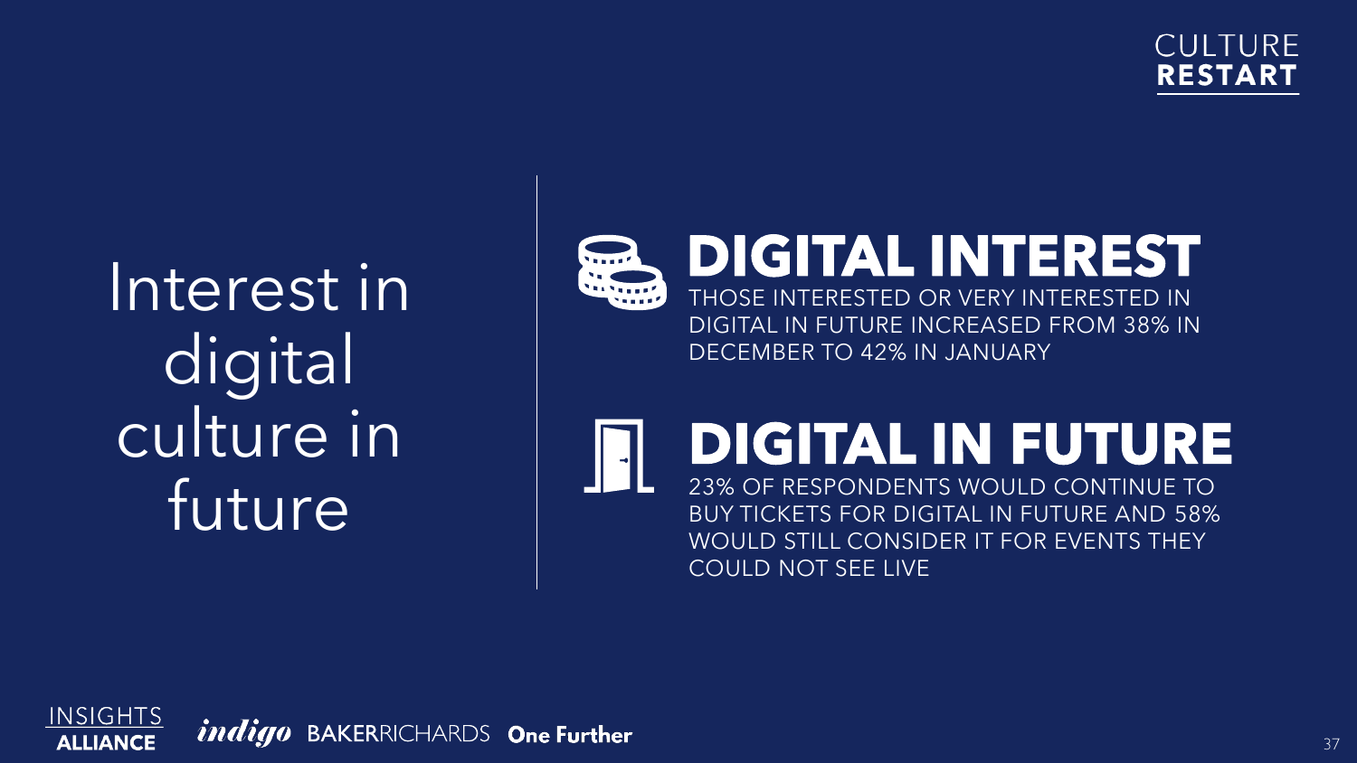# Interest in digital culture in future

## DIGITAL INTEREST

THOSE INTERESTED OR VERY INTERESTED IN DIGITAL IN FUTURE INCREASED FROM 38% IN DECEMBER TO 42% IN JANUARY

## DIGITAL IN FUTURE

23% OF RESPONDENTS WOULD CONTINUE TO BUY TICKETS FOR DIGITAL IN FUTURE AND 58% WOULD STILL CONSIDER IT FOR EVENTS THEY COULD NOT SEE LIVE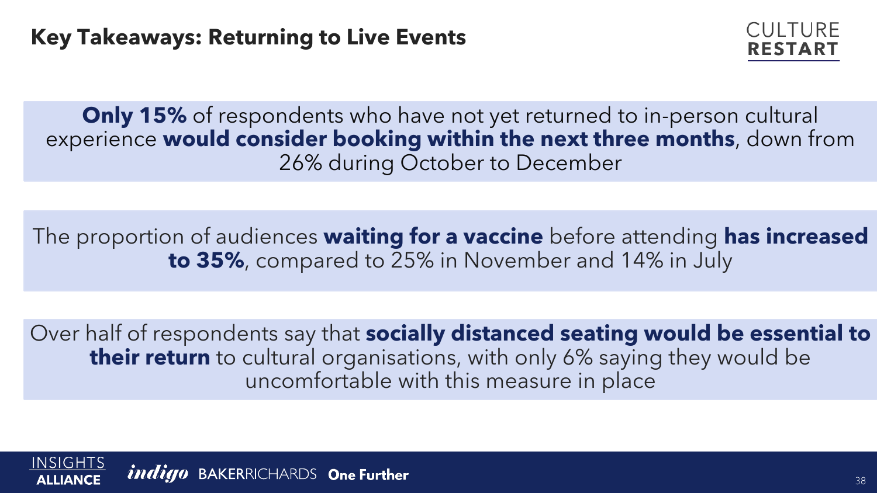# Key Takeaways: Returning to Live Events

**Only 15%** of respondents who have not yet returned to in-person cultural experience **would consider booking within the next three months**, down from 26% during October to December

The proportion of audiences **waiting for a vaccine** before attending **has increased to 35%**, compared to 25% in November and 14% in July

Over half of respondents say that **socially distanced seating would be essential to their return** to cultural organisations, with only 6% saying they would be uncomfortable with this measure in place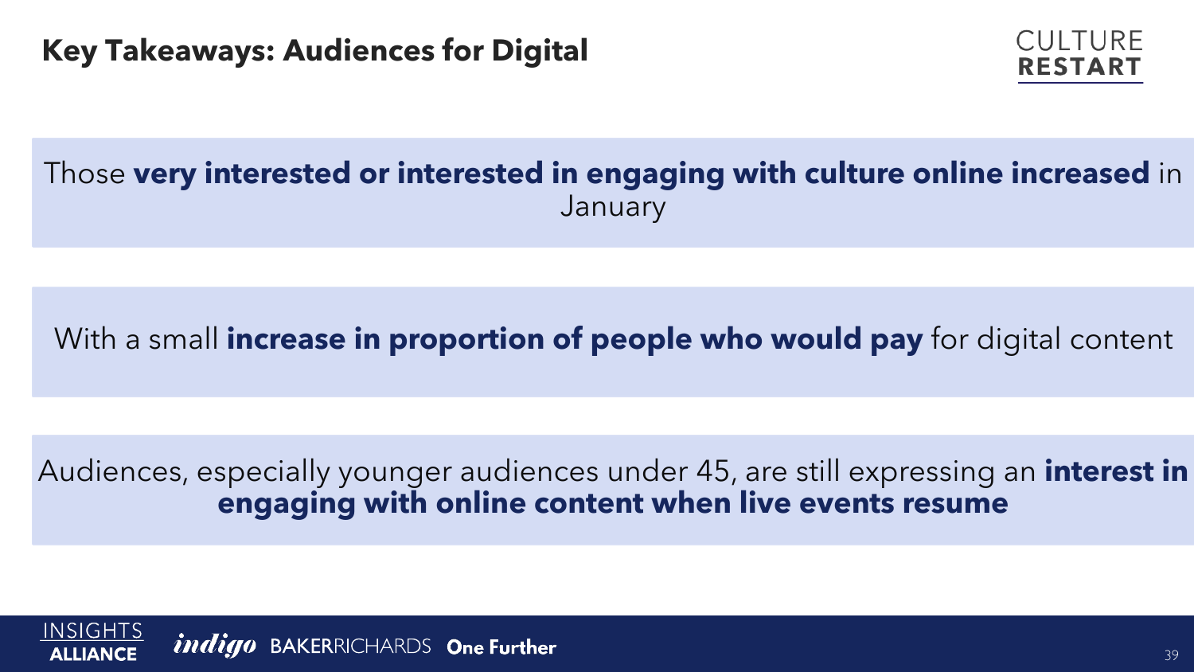# Key Takeaways: Audiences for Digital

Those **very interested or interested in engaging with culture online increased** in January

With a small **increase in proportion of people who would pay** for digital content

Audiences, especially younger audiences under 45, are still expressing an **interest in engaging with online content when live events resume**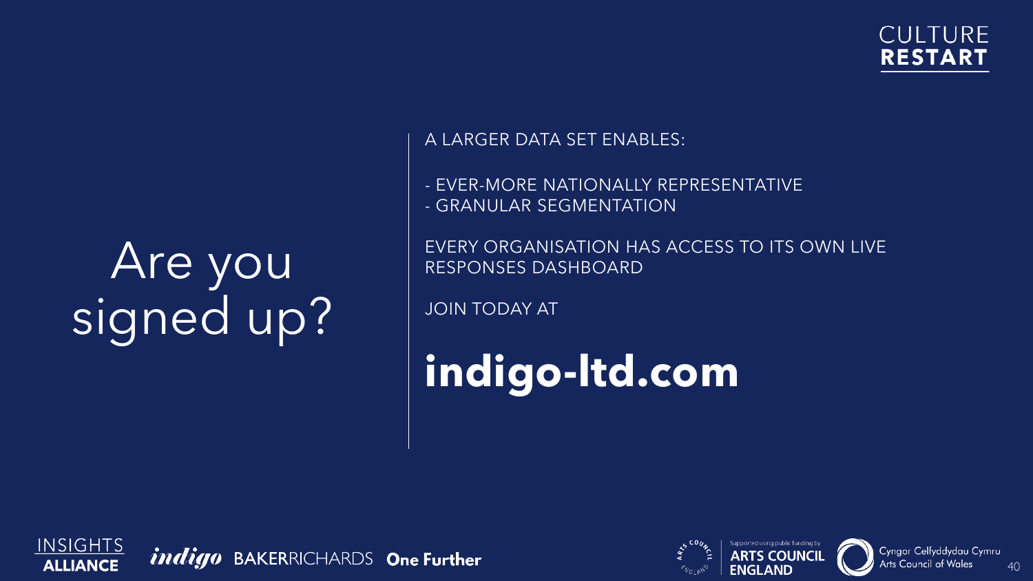CULTURE
RESTART

# Are you signed up?

A LARGER DATA SET ENABLES:

- EVER-MORE NATIONALLY REPRESENTATIVE
- GRANULAR SEGMENTATION

EVERY ORGANISATION HAS ACCESS TO ITS OWN LIVE RESPONSES DASHBOARD

JOIN TODAY AT

**indigo-ltd.com**

INSIGHTS ALLIANCE *indigo* BAKERRICHARDS One Further

Supported using public funding by ARTS COUNCIL ENGLAND

Cyngor Celfyddydau Cymru
Arts Council of Wales